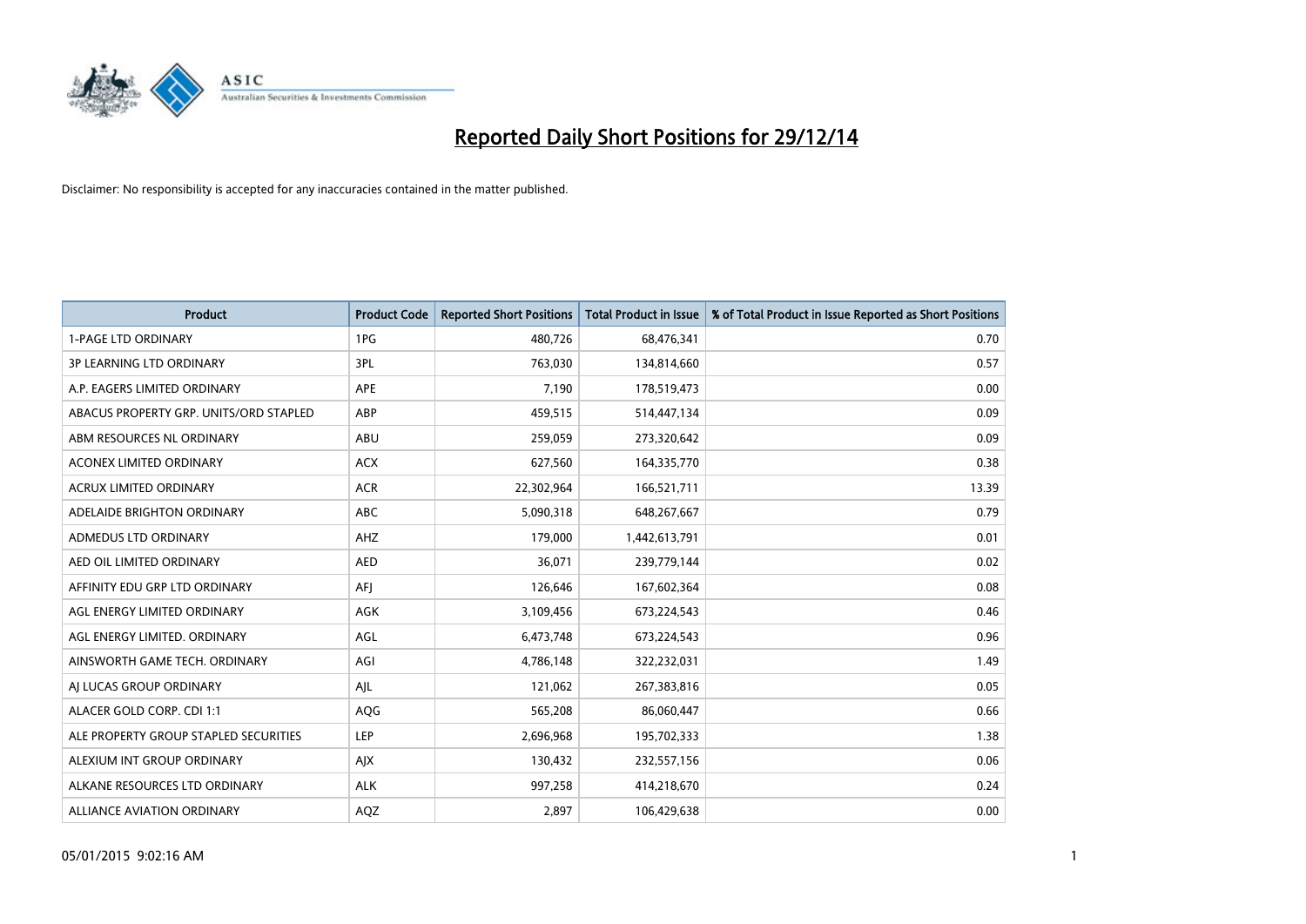# Reported Daily Short Positions for 29/12/14

Disclaimer: No responsibility is accepted for any inaccuracies contained in the matter published.

| Product | Product Code | Reported Short Positions | Total Product in Issue | % of Total Product in Issue Reported as Short Positions |
|---|---|---|---|---|
| 1-PAGE LTD ORDINARY | 1PG | 480,726 | 68,476,341 | 0.70 |
| 3P LEARNING LTD ORDINARY | 3PL | 763,030 | 134,814,660 | 0.57 |
| A.P. EAGERS LIMITED ORDINARY | APE | 7,190 | 178,519,473 | 0.00 |
| ABACUS PROPERTY GRP. UNITS/ORD STAPLED | ABP | 459,515 | 514,447,134 | 0.09 |
| ABM RESOURCES NL ORDINARY | ABU | 259,059 | 273,320,642 | 0.09 |
| ACONEX LIMITED ORDINARY | ACX | 627,560 | 164,335,770 | 0.38 |
| ACRUX LIMITED ORDINARY | ACR | 22,302,964 | 166,521,711 | 13.39 |
| ADELAIDE BRIGHTON ORDINARY | ABC | 5,090,318 | 648,267,667 | 0.79 |
| ADMEDUS LTD ORDINARY | AHZ | 179,000 | 1,442,613,791 | 0.01 |
| AED OIL LIMITED ORDINARY | AED | 36,071 | 239,779,144 | 0.02 |
| AFFINITY EDU GRP LTD ORDINARY | AFJ | 126,646 | 167,602,364 | 0.08 |
| AGL ENERGY LIMITED ORDINARY | AGK | 3,109,456 | 673,224,543 | 0.46 |
| AGL ENERGY LIMITED. ORDINARY | AGL | 6,473,748 | 673,224,543 | 0.96 |
| AINSWORTH GAME TECH. ORDINARY | AGI | 4,786,148 | 322,232,031 | 1.49 |
| AJ LUCAS GROUP ORDINARY | AJL | 121,062 | 267,383,816 | 0.05 |
| ALACER GOLD CORP. CDI 1:1 | AQG | 565,208 | 86,060,447 | 0.66 |
| ALE PROPERTY GROUP STAPLED SECURITIES | LEP | 2,696,968 | 195,702,333 | 1.38 |
| ALEXIUM INT GROUP ORDINARY | AJX | 130,432 | 232,557,156 | 0.06 |
| ALKANE RESOURCES LTD ORDINARY | ALK | 997,258 | 414,218,670 | 0.24 |
| ALLIANCE AVIATION ORDINARY | AQZ | 2,897 | 106,429,638 | 0.00 |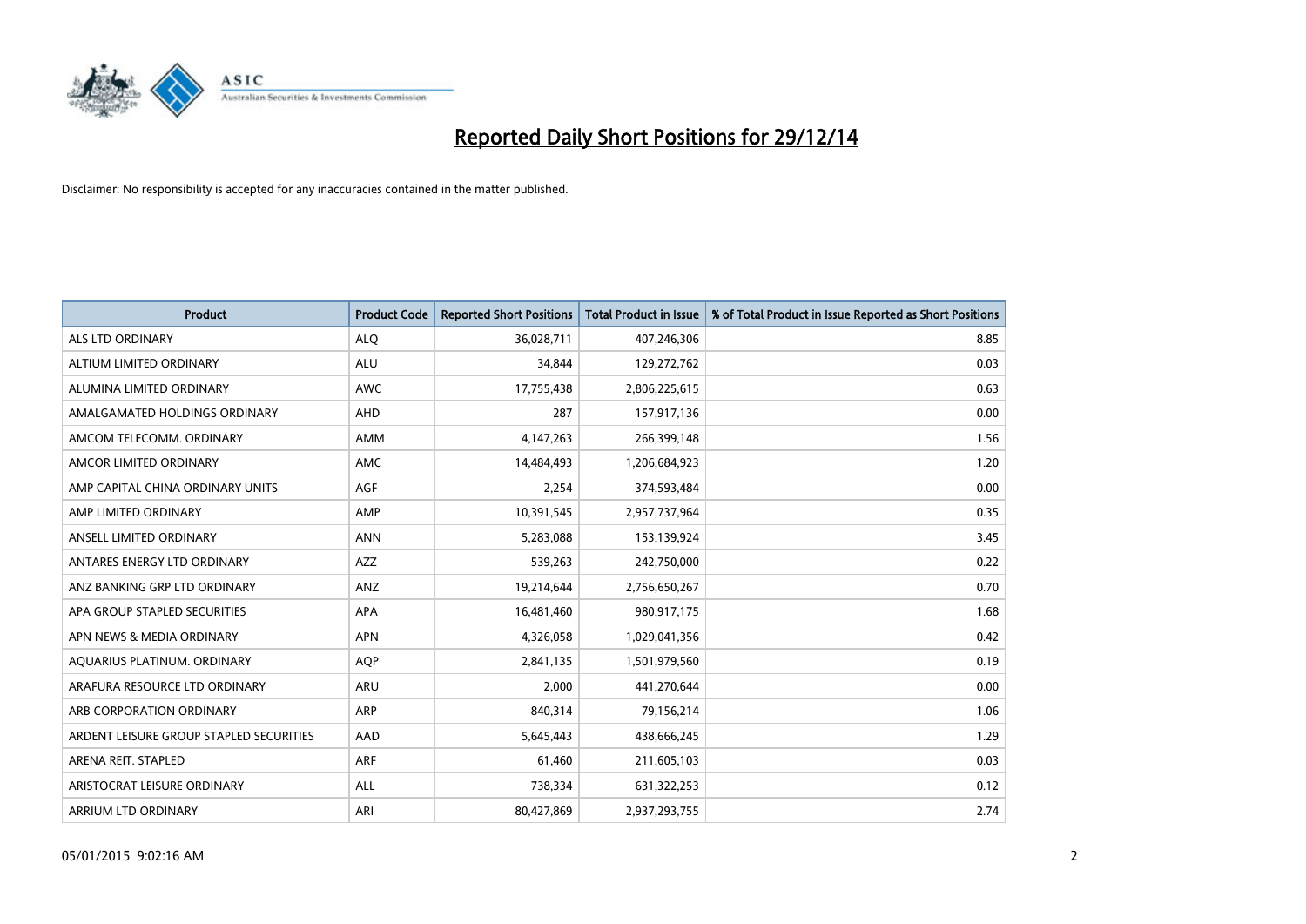# Reported Daily Short Positions for 29/12/14

Disclaimer: No responsibility is accepted for any inaccuracies contained in the matter published.

| Product | Product Code | Reported Short Positions | Total Product in Issue | % of Total Product in Issue Reported as Short Positions |
| --- | --- | --- | --- | --- |
| ALS LTD ORDINARY | ALQ | 36,028,711 | 407,246,306 | 8.85 |
| ALTIUM LIMITED ORDINARY | ALU | 34,844 | 129,272,762 | 0.03 |
| ALUMINA LIMITED ORDINARY | AWC | 17,755,438 | 2,806,225,615 | 0.63 |
| AMALGAMATED HOLDINGS ORDINARY | AHD | 287 | 157,917,136 | 0.00 |
| AMCOM TELECOMM. ORDINARY | AMM | 4,147,263 | 266,399,148 | 1.56 |
| AMCOR LIMITED ORDINARY | AMC | 14,484,493 | 1,206,684,923 | 1.20 |
| AMP CAPITAL CHINA ORDINARY UNITS | AGF | 2,254 | 374,593,484 | 0.00 |
| AMP LIMITED ORDINARY | AMP | 10,391,545 | 2,957,737,964 | 0.35 |
| ANSELL LIMITED ORDINARY | ANN | 5,283,088 | 153,139,924 | 3.45 |
| ANTARES ENERGY LTD ORDINARY | AZZ | 539,263 | 242,750,000 | 0.22 |
| ANZ BANKING GRP LTD ORDINARY | ANZ | 19,214,644 | 2,756,650,267 | 0.70 |
| APA GROUP STAPLED SECURITIES | APA | 16,481,460 | 980,917,175 | 1.68 |
| APN NEWS & MEDIA ORDINARY | APN | 4,326,058 | 1,029,041,356 | 0.42 |
| AQUARIUS PLATINUM. ORDINARY | AQP | 2,841,135 | 1,501,979,560 | 0.19 |
| ARAFURA RESOURCE LTD ORDINARY | ARU | 2,000 | 441,270,644 | 0.00 |
| ARB CORPORATION ORDINARY | ARP | 840,314 | 79,156,214 | 1.06 |
| ARDENT LEISURE GROUP STAPLED SECURITIES | AAD | 5,645,443 | 438,666,245 | 1.29 |
| ARENA REIT. STAPLED | ARF | 61,460 | 211,605,103 | 0.03 |
| ARISTOCRAT LEISURE ORDINARY | ALL | 738,334 | 631,322,253 | 0.12 |
| ARRIUM LTD ORDINARY | ARI | 80,427,869 | 2,937,293,755 | 2.74 |

05/01/2015 9:02:16 AM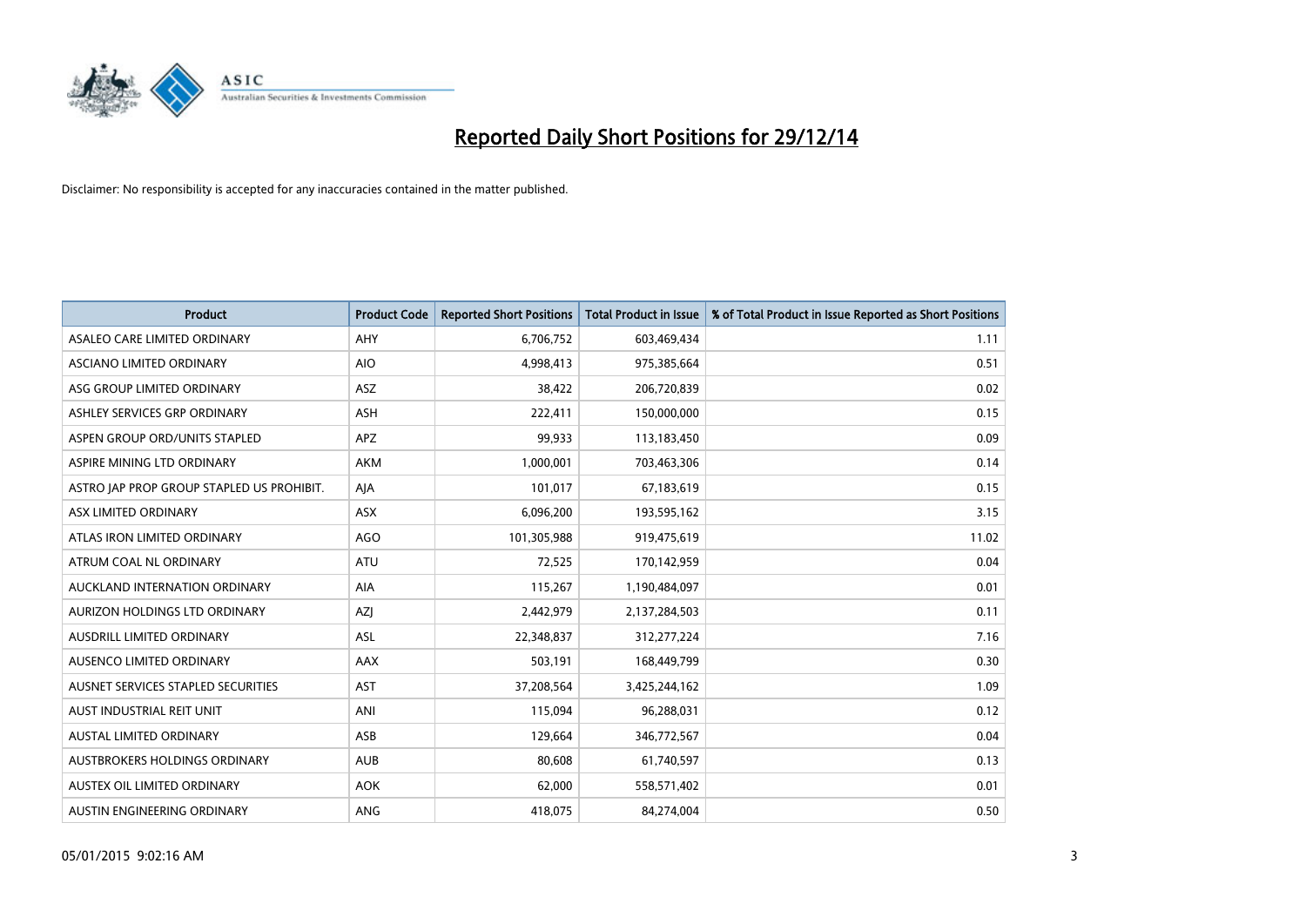# Reported Daily Short Positions for 29/12/14

Disclaimer: No responsibility is accepted for any inaccuracies contained in the matter published.

| Product | Product Code | Reported Short Positions | Total Product in Issue | % of Total Product in Issue Reported as Short Positions |
|---|---|---|---|---|
| ASALEO CARE LIMITED ORDINARY | AHY | 6,706,752 | 603,469,434 | 1.11 |
| ASCIANO LIMITED ORDINARY | AIO | 4,998,413 | 975,385,664 | 0.51 |
| ASG GROUP LIMITED ORDINARY | ASZ | 38,422 | 206,720,839 | 0.02 |
| ASHLEY SERVICES GRP ORDINARY | ASH | 222,411 | 150,000,000 | 0.15 |
| ASPEN GROUP ORD/UNITS STAPLED | APZ | 99,933 | 113,183,450 | 0.09 |
| ASPIRE MINING LTD ORDINARY | AKM | 1,000,001 | 703,463,306 | 0.14 |
| ASTRO JAP PROP GROUP STAPLED US PROHIBIT. | AJA | 101,017 | 67,183,619 | 0.15 |
| ASX LIMITED ORDINARY | ASX | 6,096,200 | 193,595,162 | 3.15 |
| ATLAS IRON LIMITED ORDINARY | AGO | 101,305,988 | 919,475,619 | 11.02 |
| ATRUM COAL NL ORDINARY | ATU | 72,525 | 170,142,959 | 0.04 |
| AUCKLAND INTERNATION ORDINARY | AIA | 115,267 | 1,190,484,097 | 0.01 |
| AURIZON HOLDINGS LTD ORDINARY | AZJ | 2,442,979 | 2,137,284,503 | 0.11 |
| AUSDRILL LIMITED ORDINARY | ASL | 22,348,837 | 312,277,224 | 7.16 |
| AUSENCO LIMITED ORDINARY | AAX | 503,191 | 168,449,799 | 0.30 |
| AUSNET SERVICES STAPLED SECURITIES | AST | 37,208,564 | 3,425,244,162 | 1.09 |
| AUST INDUSTRIAL REIT UNIT | ANI | 115,094 | 96,288,031 | 0.12 |
| AUSTAL LIMITED ORDINARY | ASB | 129,664 | 346,772,567 | 0.04 |
| AUSTBROKERS HOLDINGS ORDINARY | AUB | 80,608 | 61,740,597 | 0.13 |
| AUSTEX OIL LIMITED ORDINARY | AOK | 62,000 | 558,571,402 | 0.01 |
| AUSTIN ENGINEERING ORDINARY | ANG | 418,075 | 84,274,004 | 0.50 |

05/01/2015 9:02:16 AM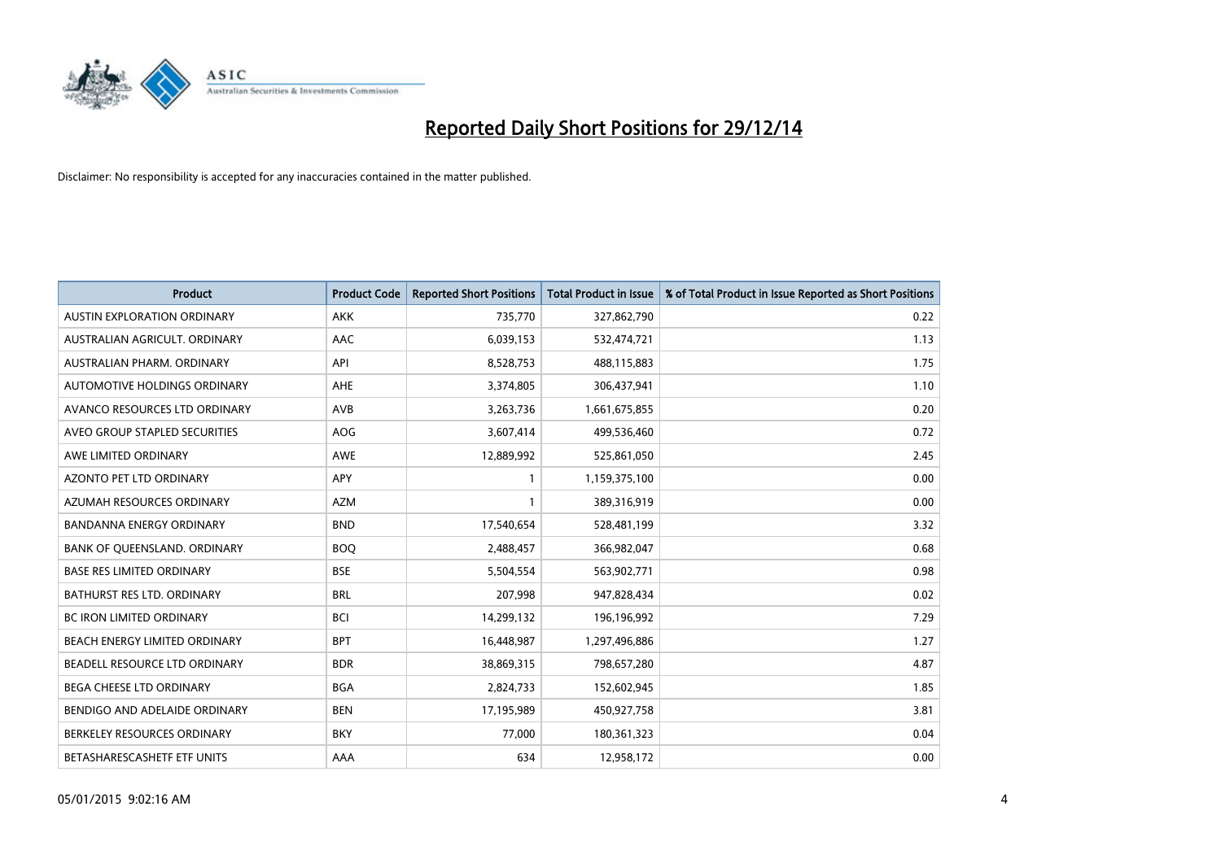# Reported Daily Short Positions for 29/12/14

Disclaimer: No responsibility is accepted for any inaccuracies contained in the matter published.

| Product | Product Code | Reported Short Positions | Total Product in Issue | % of Total Product in Issue Reported as Short Positions |
|---|---|---|---|---|
| AUSTIN EXPLORATION ORDINARY | AKK | 735,770 | 327,862,790 | 0.22 |
| AUSTRALIAN AGRICULT. ORDINARY | AAC | 6,039,153 | 532,474,721 | 1.13 |
| AUSTRALIAN PHARM. ORDINARY | API | 8,528,753 | 488,115,883 | 1.75 |
| AUTOMOTIVE HOLDINGS ORDINARY | AHE | 3,374,805 | 306,437,941 | 1.10 |
| AVANCO RESOURCES LTD ORDINARY | AVB | 3,263,736 | 1,661,675,855 | 0.20 |
| AVEO GROUP STAPLED SECURITIES | AOG | 3,607,414 | 499,536,460 | 0.72 |
| AWE LIMITED ORDINARY | AWE | 12,889,992 | 525,861,050 | 2.45 |
| AZONTO PET LTD ORDINARY | APY | 1 | 1,159,375,100 | 0.00 |
| AZUMAH RESOURCES ORDINARY | AZM | 1 | 389,316,919 | 0.00 |
| BANDANNA ENERGY ORDINARY | BND | 17,540,654 | 528,481,199 | 3.32 |
| BANK OF QUEENSLAND. ORDINARY | BOQ | 2,488,457 | 366,982,047 | 0.68 |
| BASE RES LIMITED ORDINARY | BSE | 5,504,554 | 563,902,771 | 0.98 |
| BATHURST RES LTD. ORDINARY | BRL | 207,998 | 947,828,434 | 0.02 |
| BC IRON LIMITED ORDINARY | BCI | 14,299,132 | 196,196,992 | 7.29 |
| BEACH ENERGY LIMITED ORDINARY | BPT | 16,448,987 | 1,297,496,886 | 1.27 |
| BEADELL RESOURCE LTD ORDINARY | BDR | 38,869,315 | 798,657,280 | 4.87 |
| BEGA CHEESE LTD ORDINARY | BGA | 2,824,733 | 152,602,945 | 1.85 |
| BENDIGO AND ADELAIDE ORDINARY | BEN | 17,195,989 | 450,927,758 | 3.81 |
| BERKELEY RESOURCES ORDINARY | BKY | 77,000 | 180,361,323 | 0.04 |
| BETASHARESCASHETF ETF UNITS | AAA | 634 | 12,958,172 | 0.00 |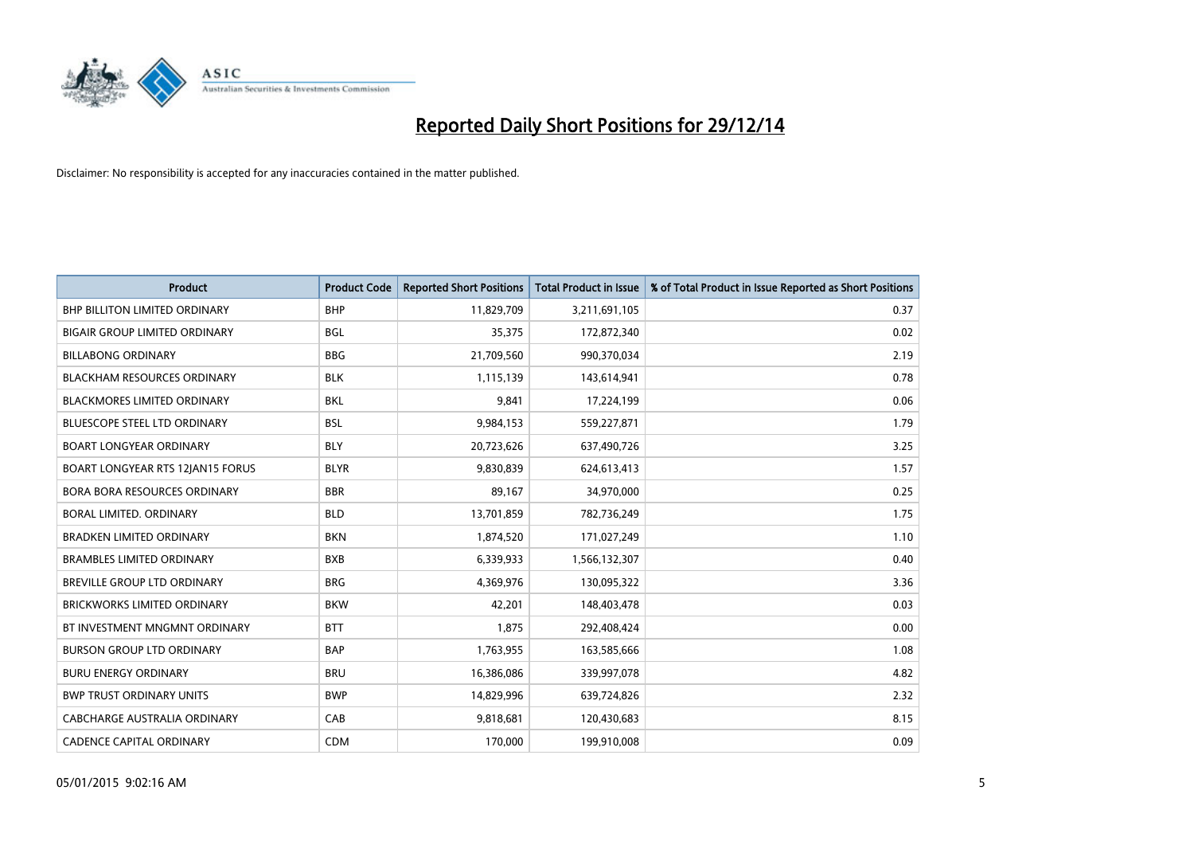# Reported Daily Short Positions for 29/12/14

Disclaimer: No responsibility is accepted for any inaccuracies contained in the matter published.

| Product | Product Code | Reported Short Positions | Total Product in Issue | % of Total Product in Issue Reported as Short Positions |
|---|---|---|---|---|
| BHP BILLITON LIMITED ORDINARY | BHP | 11,829,709 | 3,211,691,105 | 0.37 |
| BIGAIR GROUP LIMITED ORDINARY | BGL | 35,375 | 172,872,340 | 0.02 |
| BILLABONG ORDINARY | BBG | 21,709,560 | 990,370,034 | 2.19 |
| BLACKHAM RESOURCES ORDINARY | BLK | 1,115,139 | 143,614,941 | 0.78 |
| BLACKMORES LIMITED ORDINARY | BKL | 9,841 | 17,224,199 | 0.06 |
| BLUESCOPE STEEL LTD ORDINARY | BSL | 9,984,153 | 559,227,871 | 1.79 |
| BOART LONGYEAR ORDINARY | BLY | 20,723,626 | 637,490,726 | 3.25 |
| BOART LONGYEAR RTS 12JAN15 FORUS | BLYR | 9,830,839 | 624,613,413 | 1.57 |
| BORA BORA RESOURCES ORDINARY | BBR | 89,167 | 34,970,000 | 0.25 |
| BORAL LIMITED. ORDINARY | BLD | 13,701,859 | 782,736,249 | 1.75 |
| BRADKEN LIMITED ORDINARY | BKN | 1,874,520 | 171,027,249 | 1.10 |
| BRAMBLES LIMITED ORDINARY | BXB | 6,339,933 | 1,566,132,307 | 0.40 |
| BREVILLE GROUP LTD ORDINARY | BRG | 4,369,976 | 130,095,322 | 3.36 |
| BRICKWORKS LIMITED ORDINARY | BKW | 42,201 | 148,403,478 | 0.03 |
| BT INVESTMENT MNGMNT ORDINARY | BTT | 1,875 | 292,408,424 | 0.00 |
| BURSON GROUP LTD ORDINARY | BAP | 1,763,955 | 163,585,666 | 1.08 |
| BURU ENERGY ORDINARY | BRU | 16,386,086 | 339,997,078 | 4.82 |
| BWP TRUST ORDINARY UNITS | BWP | 14,829,996 | 639,724,826 | 2.32 |
| CABCHARGE AUSTRALIA ORDINARY | CAB | 9,818,681 | 120,430,683 | 8.15 |
| CADENCE CAPITAL ORDINARY | CDM | 170,000 | 199,910,008 | 0.09 |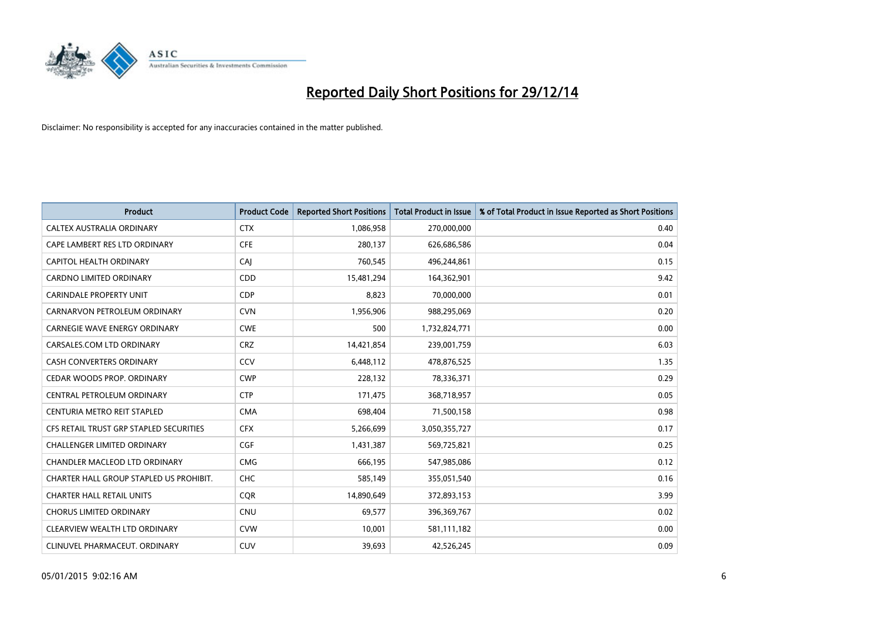# Reported Daily Short Positions for 29/12/14

Disclaimer: No responsibility is accepted for any inaccuracies contained in the matter published.

| Product | Product Code | Reported Short Positions | Total Product in Issue | % of Total Product in Issue Reported as Short Positions |
|---|---|---|---|---|
| CALTEX AUSTRALIA ORDINARY | CTX | 1,086,958 | 270,000,000 | 0.40 |
| CAPE LAMBERT RES LTD ORDINARY | CFE | 280,137 | 626,686,586 | 0.04 |
| CAPITOL HEALTH ORDINARY | CAJ | 760,545 | 496,244,861 | 0.15 |
| CARDNO LIMITED ORDINARY | CDD | 15,481,294 | 164,362,901 | 9.42 |
| CARINDALE PROPERTY UNIT | CDP | 8,823 | 70,000,000 | 0.01 |
| CARNARVON PETROLEUM ORDINARY | CVN | 1,956,906 | 988,295,069 | 0.20 |
| CARNEGIE WAVE ENERGY ORDINARY | CWE | 500 | 1,732,824,771 | 0.00 |
| CARSALES.COM LTD ORDINARY | CRZ | 14,421,854 | 239,001,759 | 6.03 |
| CASH CONVERTERS ORDINARY | CCV | 6,448,112 | 478,876,525 | 1.35 |
| CEDAR WOODS PROP. ORDINARY | CWP | 228,132 | 78,336,371 | 0.29 |
| CENTRAL PETROLEUM ORDINARY | CTP | 171,475 | 368,718,957 | 0.05 |
| CENTURIA METRO REIT STAPLED | CMA | 698,404 | 71,500,158 | 0.98 |
| CFS RETAIL TRUST GRP STAPLED SECURITIES | CFX | 5,266,699 | 3,050,355,727 | 0.17 |
| CHALLENGER LIMITED ORDINARY | CGF | 1,431,387 | 569,725,821 | 0.25 |
| CHANDLER MACLEOD LTD ORDINARY | CMG | 666,195 | 547,985,086 | 0.12 |
| CHARTER HALL GROUP STAPLED US PROHIBIT. | CHC | 585,149 | 355,051,540 | 0.16 |
| CHARTER HALL RETAIL UNITS | CQR | 14,890,649 | 372,893,153 | 3.99 |
| CHORUS LIMITED ORDINARY | CNU | 69,577 | 396,369,767 | 0.02 |
| CLEARVIEW WEALTH LTD ORDINARY | CVW | 10,001 | 581,111,182 | 0.00 |
| CLINUVEL PHARMACEUT. ORDINARY | CUV | 39,693 | 42,526,245 | 0.09 |

05/01/2015 9:02:16 AM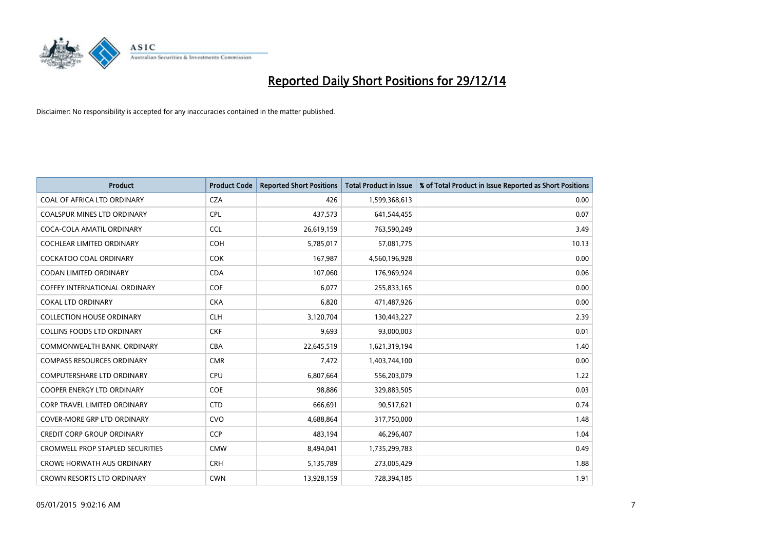# Reported Daily Short Positions for 29/12/14

Disclaimer: No responsibility is accepted for any inaccuracies contained in the matter published.

| Product | Product Code | Reported Short Positions | Total Product in Issue | % of Total Product in Issue Reported as Short Positions |
|---|---|---|---|---|
| COAL OF AFRICA LTD ORDINARY | CZA | 426 | 1,599,368,613 | 0.00 |
| COALSPUR MINES LTD ORDINARY | CPL | 437,573 | 641,544,455 | 0.07 |
| COCA-COLA AMATIL ORDINARY | CCL | 26,619,159 | 763,590,249 | 3.49 |
| COCHLEAR LIMITED ORDINARY | COH | 5,785,017 | 57,081,775 | 10.13 |
| COCKATOO COAL ORDINARY | COK | 167,987 | 4,560,196,928 | 0.00 |
| CODAN LIMITED ORDINARY | CDA | 107,060 | 176,969,924 | 0.06 |
| COFFEY INTERNATIONAL ORDINARY | COF | 6,077 | 255,833,165 | 0.00 |
| COKAL LTD ORDINARY | CKA | 6,820 | 471,487,926 | 0.00 |
| COLLECTION HOUSE ORDINARY | CLH | 3,120,704 | 130,443,227 | 2.39 |
| COLLINS FOODS LTD ORDINARY | CKF | 9,693 | 93,000,003 | 0.01 |
| COMMONWEALTH BANK. ORDINARY | CBA | 22,645,519 | 1,621,319,194 | 1.40 |
| COMPASS RESOURCES ORDINARY | CMR | 7,472 | 1,403,744,100 | 0.00 |
| COMPUTERSHARE LTD ORDINARY | CPU | 6,807,664 | 556,203,079 | 1.22 |
| COOPER ENERGY LTD ORDINARY | COE | 98,886 | 329,883,505 | 0.03 |
| CORP TRAVEL LIMITED ORDINARY | CTD | 666,691 | 90,517,621 | 0.74 |
| COVER-MORE GRP LTD ORDINARY | CVO | 4,688,864 | 317,750,000 | 1.48 |
| CREDIT CORP GROUP ORDINARY | CCP | 483,194 | 46,296,407 | 1.04 |
| CROMWELL PROP STAPLED SECURITIES | CMW | 8,494,041 | 1,735,299,783 | 0.49 |
| CROWE HORWATH AUS ORDINARY | CRH | 5,135,789 | 273,005,429 | 1.88 |
| CROWN RESORTS LTD ORDINARY | CWN | 13,928,159 | 728,394,185 | 1.91 |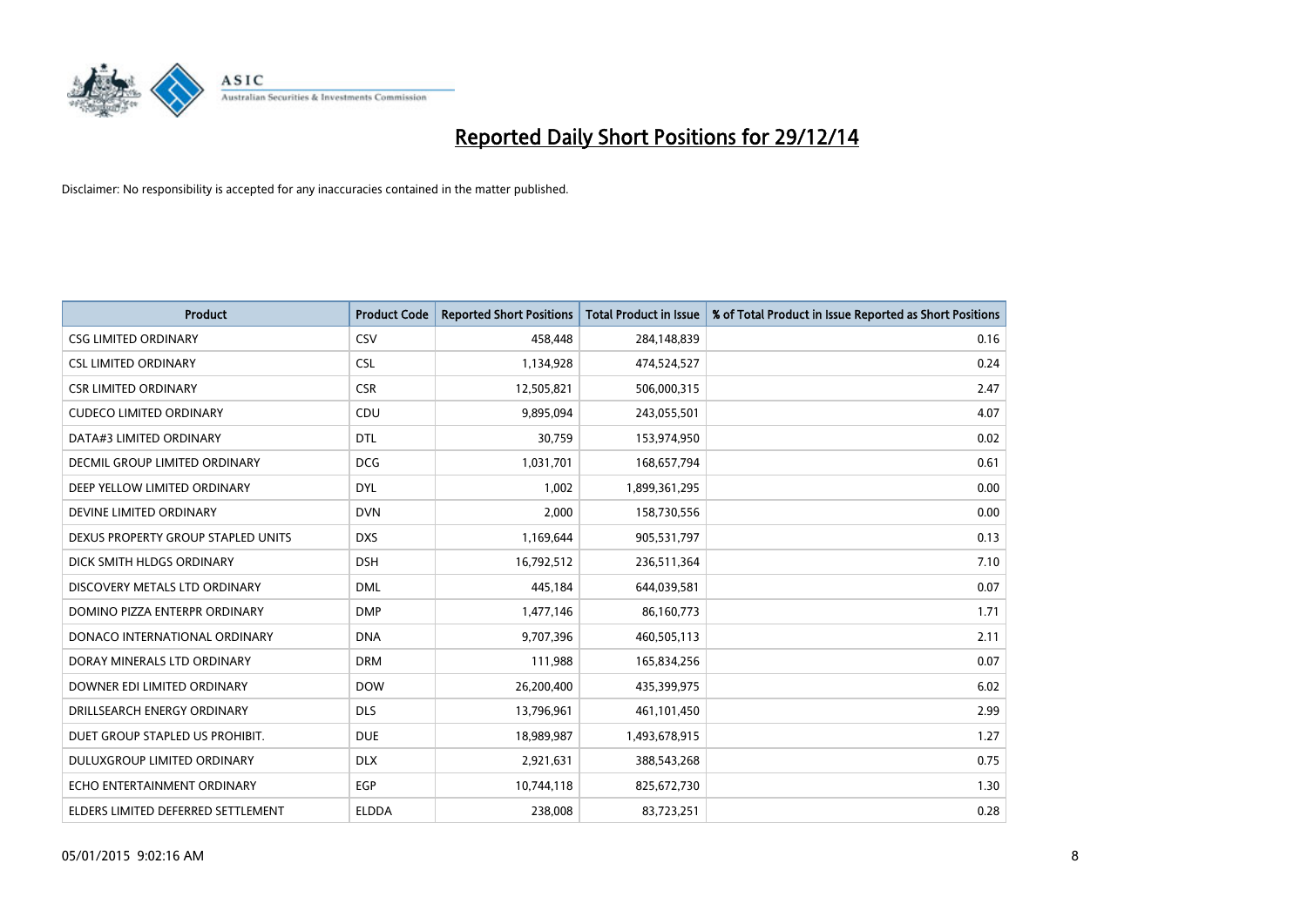# Reported Daily Short Positions for 29/12/14

Disclaimer: No responsibility is accepted for any inaccuracies contained in the matter published.

| Product | Product Code | Reported Short Positions | Total Product in Issue | % of Total Product in Issue Reported as Short Positions |
|---|---|---|---|---|
| CSG LIMITED ORDINARY | CSV | 458,448 | 284,148,839 | 0.16 |
| CSL LIMITED ORDINARY | CSL | 1,134,928 | 474,524,527 | 0.24 |
| CSR LIMITED ORDINARY | CSR | 12,505,821 | 506,000,315 | 2.47 |
| CUDECO LIMITED ORDINARY | CDU | 9,895,094 | 243,055,501 | 4.07 |
| DATA#3 LIMITED ORDINARY | DTL | 30,759 | 153,974,950 | 0.02 |
| DECMIL GROUP LIMITED ORDINARY | DCG | 1,031,701 | 168,657,794 | 0.61 |
| DEEP YELLOW LIMITED ORDINARY | DYL | 1,002 | 1,899,361,295 | 0.00 |
| DEVINE LIMITED ORDINARY | DVN | 2,000 | 158,730,556 | 0.00 |
| DEXUS PROPERTY GROUP STAPLED UNITS | DXS | 1,169,644 | 905,531,797 | 0.13 |
| DICK SMITH HLDGS ORDINARY | DSH | 16,792,512 | 236,511,364 | 7.10 |
| DISCOVERY METALS LTD ORDINARY | DML | 445,184 | 644,039,581 | 0.07 |
| DOMINO PIZZA ENTERPR ORDINARY | DMP | 1,477,146 | 86,160,773 | 1.71 |
| DONACO INTERNATIONAL ORDINARY | DNA | 9,707,396 | 460,505,113 | 2.11 |
| DORAY MINERALS LTD ORDINARY | DRM | 111,988 | 165,834,256 | 0.07 |
| DOWNER EDI LIMITED ORDINARY | DOW | 26,200,400 | 435,399,975 | 6.02 |
| DRILLSEARCH ENERGY ORDINARY | DLS | 13,796,961 | 461,101,450 | 2.99 |
| DUET GROUP STAPLED US PROHIBIT. | DUE | 18,989,987 | 1,493,678,915 | 1.27 |
| DULUXGROUP LIMITED ORDINARY | DLX | 2,921,631 | 388,543,268 | 0.75 |
| ECHO ENTERTAINMENT ORDINARY | EGP | 10,744,118 | 825,672,730 | 1.30 |
| ELDERS LIMITED DEFERRED SETTLEMENT | ELDDA | 238,008 | 83,723,251 | 0.28 |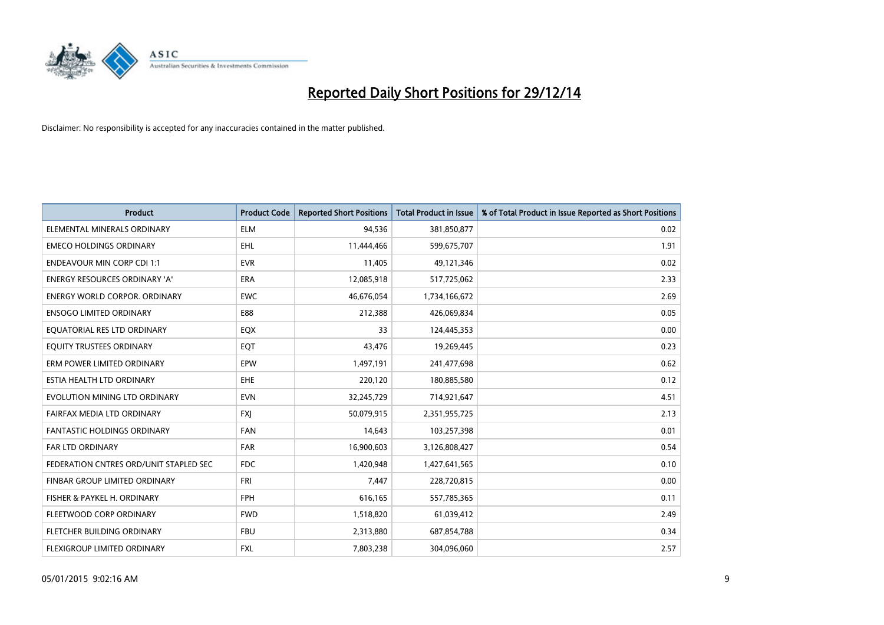# Reported Daily Short Positions for 29/12/14

Disclaimer: No responsibility is accepted for any inaccuracies contained in the matter published.

| Product | Product Code | Reported Short Positions | Total Product in Issue | % of Total Product in Issue Reported as Short Positions |
|---|---|---|---|---|
| ELEMENTAL MINERALS ORDINARY | ELM | 94,536 | 381,850,877 | 0.02 |
| EMECO HOLDINGS ORDINARY | EHL | 11,444,466 | 599,675,707 | 1.91 |
| ENDEAVOUR MIN CORP CDI 1:1 | EVR | 11,405 | 49,121,346 | 0.02 |
| ENERGY RESOURCES ORDINARY 'A' | ERA | 12,085,918 | 517,725,062 | 2.33 |
| ENERGY WORLD CORPOR. ORDINARY | EWC | 46,676,054 | 1,734,166,672 | 2.69 |
| ENSOGO LIMITED ORDINARY | E88 | 212,388 | 426,069,834 | 0.05 |
| EQUATORIAL RES LTD ORDINARY | EQX | 33 | 124,445,353 | 0.00 |
| EQUITY TRUSTEES ORDINARY | EQT | 43,476 | 19,269,445 | 0.23 |
| ERM POWER LIMITED ORDINARY | EPW | 1,497,191 | 241,477,698 | 0.62 |
| ESTIA HEALTH LTD ORDINARY | EHE | 220,120 | 180,885,580 | 0.12 |
| EVOLUTION MINING LTD ORDINARY | EVN | 32,245,729 | 714,921,647 | 4.51 |
| FAIRFAX MEDIA LTD ORDINARY | FXJ | 50,079,915 | 2,351,955,725 | 2.13 |
| FANTASTIC HOLDINGS ORDINARY | FAN | 14,643 | 103,257,398 | 0.01 |
| FAR LTD ORDINARY | FAR | 16,900,603 | 3,126,808,427 | 0.54 |
| FEDERATION CNTRES ORD/UNIT STAPLED SEC | FDC | 1,420,948 | 1,427,641,565 | 0.10 |
| FINBAR GROUP LIMITED ORDINARY | FRI | 7,447 | 228,720,815 | 0.00 |
| FISHER & PAYKEL H. ORDINARY | FPH | 616,165 | 557,785,365 | 0.11 |
| FLEETWOOD CORP ORDINARY | FWD | 1,518,820 | 61,039,412 | 2.49 |
| FLETCHER BUILDING ORDINARY | FBU | 2,313,880 | 687,854,788 | 0.34 |
| FLEXIGROUP LIMITED ORDINARY | FXL | 7,803,238 | 304,096,060 | 2.57 |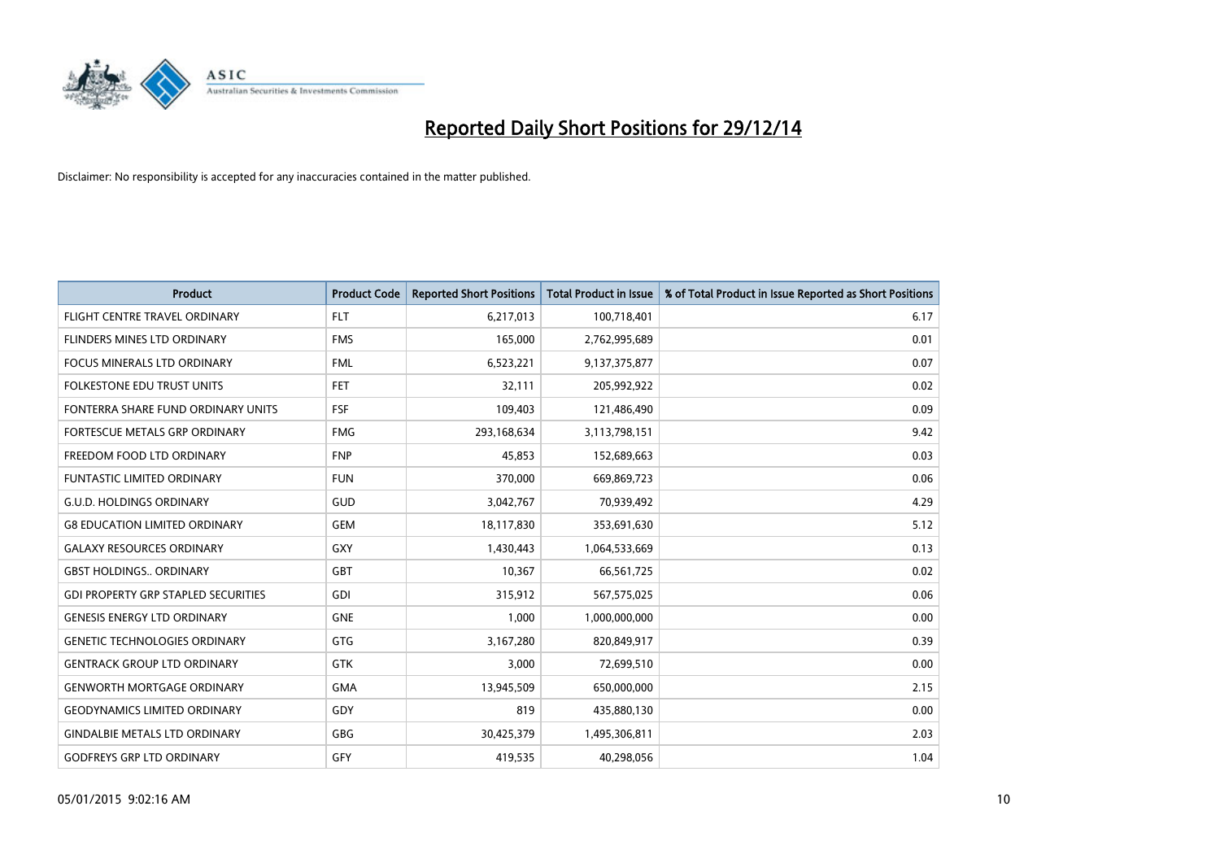# Reported Daily Short Positions for 29/12/14

Disclaimer: No responsibility is accepted for any inaccuracies contained in the matter published.

| Product | Product Code | Reported Short Positions | Total Product in Issue | % of Total Product in Issue Reported as Short Positions |
|---|---|---|---|---|
| FLIGHT CENTRE TRAVEL ORDINARY | FLT | 6,217,013 | 100,718,401 | 6.17 |
| FLINDERS MINES LTD ORDINARY | FMS | 165,000 | 2,762,995,689 | 0.01 |
| FOCUS MINERALS LTD ORDINARY | FML | 6,523,221 | 9,137,375,877 | 0.07 |
| FOLKESTONE EDU TRUST UNITS | FET | 32,111 | 205,992,922 | 0.02 |
| FONTERRA SHARE FUND ORDINARY UNITS | FSF | 109,403 | 121,486,490 | 0.09 |
| FORTESCUE METALS GRP ORDINARY | FMG | 293,168,634 | 3,113,798,151 | 9.42 |
| FREEDOM FOOD LTD ORDINARY | FNP | 45,853 | 152,689,663 | 0.03 |
| FUNTASTIC LIMITED ORDINARY | FUN | 370,000 | 669,869,723 | 0.06 |
| G.U.D. HOLDINGS ORDINARY | GUD | 3,042,767 | 70,939,492 | 4.29 |
| G8 EDUCATION LIMITED ORDINARY | GEM | 18,117,830 | 353,691,630 | 5.12 |
| GALAXY RESOURCES ORDINARY | GXY | 1,430,443 | 1,064,533,669 | 0.13 |
| GBST HOLDINGS.. ORDINARY | GBT | 10,367 | 66,561,725 | 0.02 |
| GDI PROPERTY GRP STAPLED SECURITIES | GDI | 315,912 | 567,575,025 | 0.06 |
| GENESIS ENERGY LTD ORDINARY | GNE | 1,000 | 1,000,000,000 | 0.00 |
| GENETIC TECHNOLOGIES ORDINARY | GTG | 3,167,280 | 820,849,917 | 0.39 |
| GENTRACK GROUP LTD ORDINARY | GTK | 3,000 | 72,699,510 | 0.00 |
| GENWORTH MORTGAGE ORDINARY | GMA | 13,945,509 | 650,000,000 | 2.15 |
| GEODYNAMICS LIMITED ORDINARY | GDY | 819 | 435,880,130 | 0.00 |
| GINDALBIE METALS LTD ORDINARY | GBG | 30,425,379 | 1,495,306,811 | 2.03 |
| GODFREYS GRP LTD ORDINARY | GFY | 419,535 | 40,298,056 | 1.04 |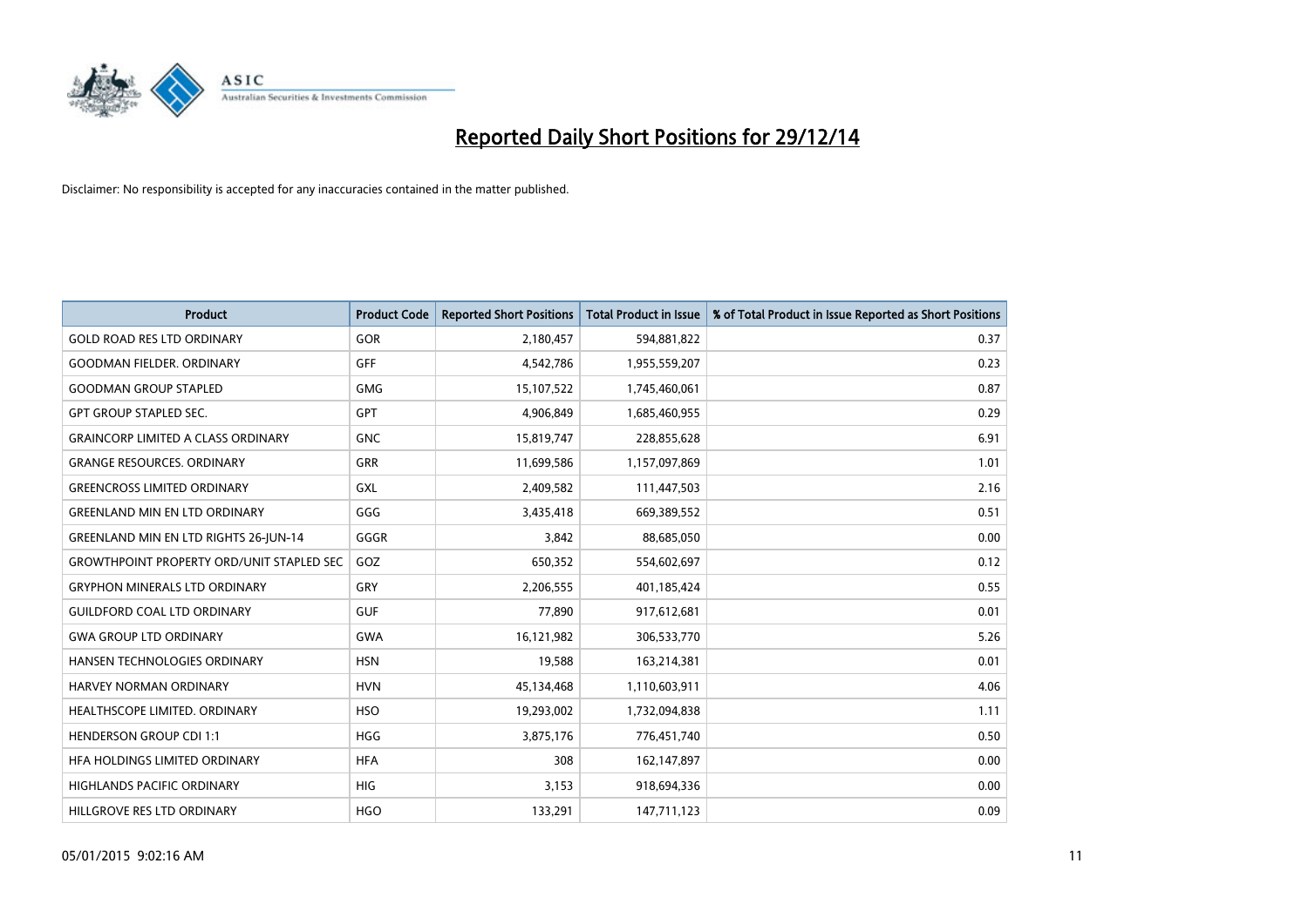# Reported Daily Short Positions for 29/12/14

Disclaimer: No responsibility is accepted for any inaccuracies contained in the matter published.

| Product | Product Code | Reported Short Positions | Total Product in Issue | % of Total Product in Issue Reported as Short Positions |
|---|---|---|---|---|
| GOLD ROAD RES LTD ORDINARY | GOR | 2,180,457 | 594,881,822 | 0.37 |
| GOODMAN FIELDER. ORDINARY | GFF | 4,542,786 | 1,955,559,207 | 0.23 |
| GOODMAN GROUP STAPLED | GMG | 15,107,522 | 1,745,460,061 | 0.87 |
| GPT GROUP STAPLED SEC. | GPT | 4,906,849 | 1,685,460,955 | 0.29 |
| GRAINCORP LIMITED A CLASS ORDINARY | GNC | 15,819,747 | 228,855,628 | 6.91 |
| GRANGE RESOURCES. ORDINARY | GRR | 11,699,586 | 1,157,097,869 | 1.01 |
| GREENCROSS LIMITED ORDINARY | GXL | 2,409,582 | 111,447,503 | 2.16 |
| GREENLAND MIN EN LTD ORDINARY | GGG | 3,435,418 | 669,389,552 | 0.51 |
| GREENLAND MIN EN LTD RIGHTS 26-JUN-14 | GGGR | 3,842 | 88,685,050 | 0.00 |
| GROWTHPOINT PROPERTY ORD/UNIT STAPLED SEC | GOZ | 650,352 | 554,602,697 | 0.12 |
| GRYPHON MINERALS LTD ORDINARY | GRY | 2,206,555 | 401,185,424 | 0.55 |
| GUILDFORD COAL LTD ORDINARY | GUF | 77,890 | 917,612,681 | 0.01 |
| GWA GROUP LTD ORDINARY | GWA | 16,121,982 | 306,533,770 | 5.26 |
| HANSEN TECHNOLOGIES ORDINARY | HSN | 19,588 | 163,214,381 | 0.01 |
| HARVEY NORMAN ORDINARY | HVN | 45,134,468 | 1,110,603,911 | 4.06 |
| HEALTHSCOPE LIMITED. ORDINARY | HSO | 19,293,002 | 1,732,094,838 | 1.11 |
| HENDERSON GROUP CDI 1:1 | HGG | 3,875,176 | 776,451,740 | 0.50 |
| HFA HOLDINGS LIMITED ORDINARY | HFA | 308 | 162,147,897 | 0.00 |
| HIGHLANDS PACIFIC ORDINARY | HIG | 3,153 | 918,694,336 | 0.00 |
| HILLGROVE RES LTD ORDINARY | HGO | 133,291 | 147,711,123 | 0.09 |

05/01/2015 9:02:16 AM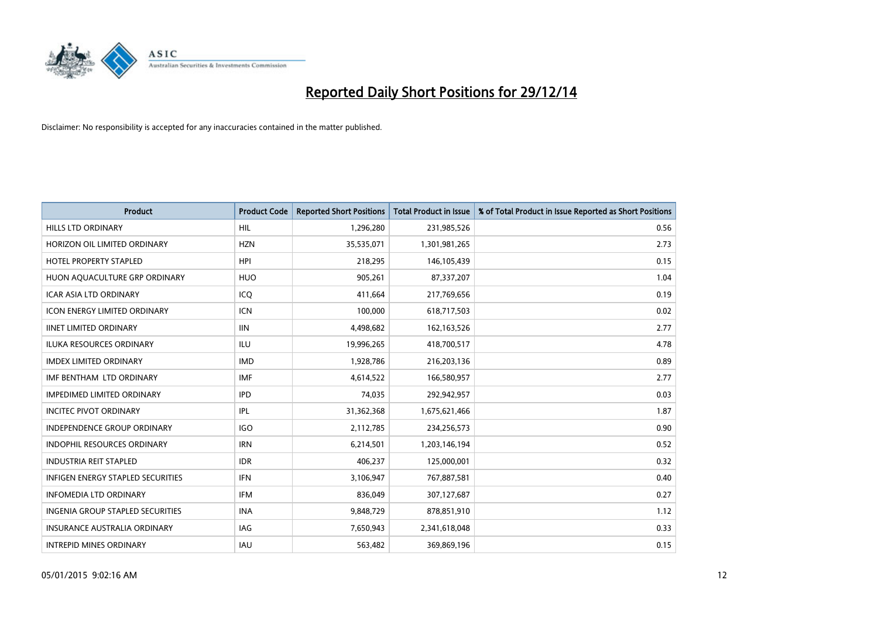# Reported Daily Short Positions for 29/12/14

Disclaimer: No responsibility is accepted for any inaccuracies contained in the matter published.

| Product | Product Code | Reported Short Positions | Total Product in Issue | % of Total Product in Issue Reported as Short Positions |
|---|---|---|---|---|
| HILLS LTD ORDINARY | HIL | 1,296,280 | 231,985,526 | 0.56 |
| HORIZON OIL LIMITED ORDINARY | HZN | 35,535,071 | 1,301,981,265 | 2.73 |
| HOTEL PROPERTY STAPLED | HPI | 218,295 | 146,105,439 | 0.15 |
| HUON AQUACULTURE GRP ORDINARY | HUO | 905,261 | 87,337,207 | 1.04 |
| ICAR ASIA LTD ORDINARY | ICQ | 411,664 | 217,769,656 | 0.19 |
| ICON ENERGY LIMITED ORDINARY | ICN | 100,000 | 618,717,503 | 0.02 |
| IINET LIMITED ORDINARY | IIN | 4,498,682 | 162,163,526 | 2.77 |
| ILUKA RESOURCES ORDINARY | ILU | 19,996,265 | 418,700,517 | 4.78 |
| IMDEX LIMITED ORDINARY | IMD | 1,928,786 | 216,203,136 | 0.89 |
| IMF BENTHAM LTD ORDINARY | IMF | 4,614,522 | 166,580,957 | 2.77 |
| IMPEDIMED LIMITED ORDINARY | IPD | 74,035 | 292,942,957 | 0.03 |
| INCITEC PIVOT ORDINARY | IPL | 31,362,368 | 1,675,621,466 | 1.87 |
| INDEPENDENCE GROUP ORDINARY | IGO | 2,112,785 | 234,256,573 | 0.90 |
| INDOPHIL RESOURCES ORDINARY | IRN | 6,214,501 | 1,203,146,194 | 0.52 |
| INDUSTRIA REIT STAPLED | IDR | 406,237 | 125,000,001 | 0.32 |
| INFIGEN ENERGY STAPLED SECURITIES | IFN | 3,106,947 | 767,887,581 | 0.40 |
| INFOMEDIA LTD ORDINARY | IFM | 836,049 | 307,127,687 | 0.27 |
| INGENIA GROUP STAPLED SECURITIES | INA | 9,848,729 | 878,851,910 | 1.12 |
| INSURANCE AUSTRALIA ORDINARY | IAG | 7,650,943 | 2,341,618,048 | 0.33 |
| INTREPID MINES ORDINARY | IAU | 563,482 | 369,869,196 | 0.15 |

05/01/2015 9:02:16 AM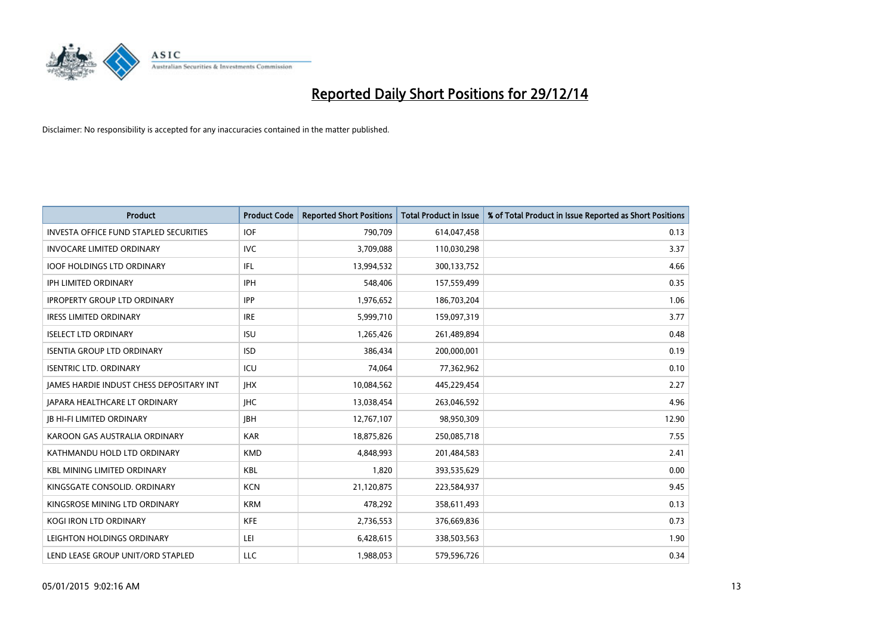# Reported Daily Short Positions for 29/12/14

Disclaimer: No responsibility is accepted for any inaccuracies contained in the matter published.

| Product | Product Code | Reported Short Positions | Total Product in Issue | % of Total Product in Issue Reported as Short Positions |
|---|---|---|---|---|
| INVESTA OFFICE FUND STAPLED SECURITIES | IOF | 790,709 | 614,047,458 | 0.13 |
| INVOCARE LIMITED ORDINARY | IVC | 3,709,088 | 110,030,298 | 3.37 |
| IOOF HOLDINGS LTD ORDINARY | IFL | 13,994,532 | 300,133,752 | 4.66 |
| IPH LIMITED ORDINARY | IPH | 548,406 | 157,559,499 | 0.35 |
| IPROPERTY GROUP LTD ORDINARY | IPP | 1,976,652 | 186,703,204 | 1.06 |
| IRESS LIMITED ORDINARY | IRE | 5,999,710 | 159,097,319 | 3.77 |
| ISELECT LTD ORDINARY | ISU | 1,265,426 | 261,489,894 | 0.48 |
| ISENTIA GROUP LTD ORDINARY | ISD | 386,434 | 200,000,001 | 0.19 |
| ISENTRIC LTD. ORDINARY | ICU | 74,064 | 77,362,962 | 0.10 |
| JAMES HARDIE INDUST CHESS DEPOSITARY INT | JHX | 10,084,562 | 445,229,454 | 2.27 |
| JAPARA HEALTHCARE LT ORDINARY | JHC | 13,038,454 | 263,046,592 | 4.96 |
| JB HI-FI LIMITED ORDINARY | JBH | 12,767,107 | 98,950,309 | 12.90 |
| KAROON GAS AUSTRALIA ORDINARY | KAR | 18,875,826 | 250,085,718 | 7.55 |
| KATHMANDU HOLD LTD ORDINARY | KMD | 4,848,993 | 201,484,583 | 2.41 |
| KBL MINING LIMITED ORDINARY | KBL | 1,820 | 393,535,629 | 0.00 |
| KINGSGATE CONSOLID. ORDINARY | KCN | 21,120,875 | 223,584,937 | 9.45 |
| KINGSROSE MINING LTD ORDINARY | KRM | 478,292 | 358,611,493 | 0.13 |
| KOGI IRON LTD ORDINARY | KFE | 2,736,553 | 376,669,836 | 0.73 |
| LEIGHTON HOLDINGS ORDINARY | LEI | 6,428,615 | 338,503,563 | 1.90 |
| LEND LEASE GROUP UNIT/ORD STAPLED | LLC | 1,988,053 | 579,596,726 | 0.34 |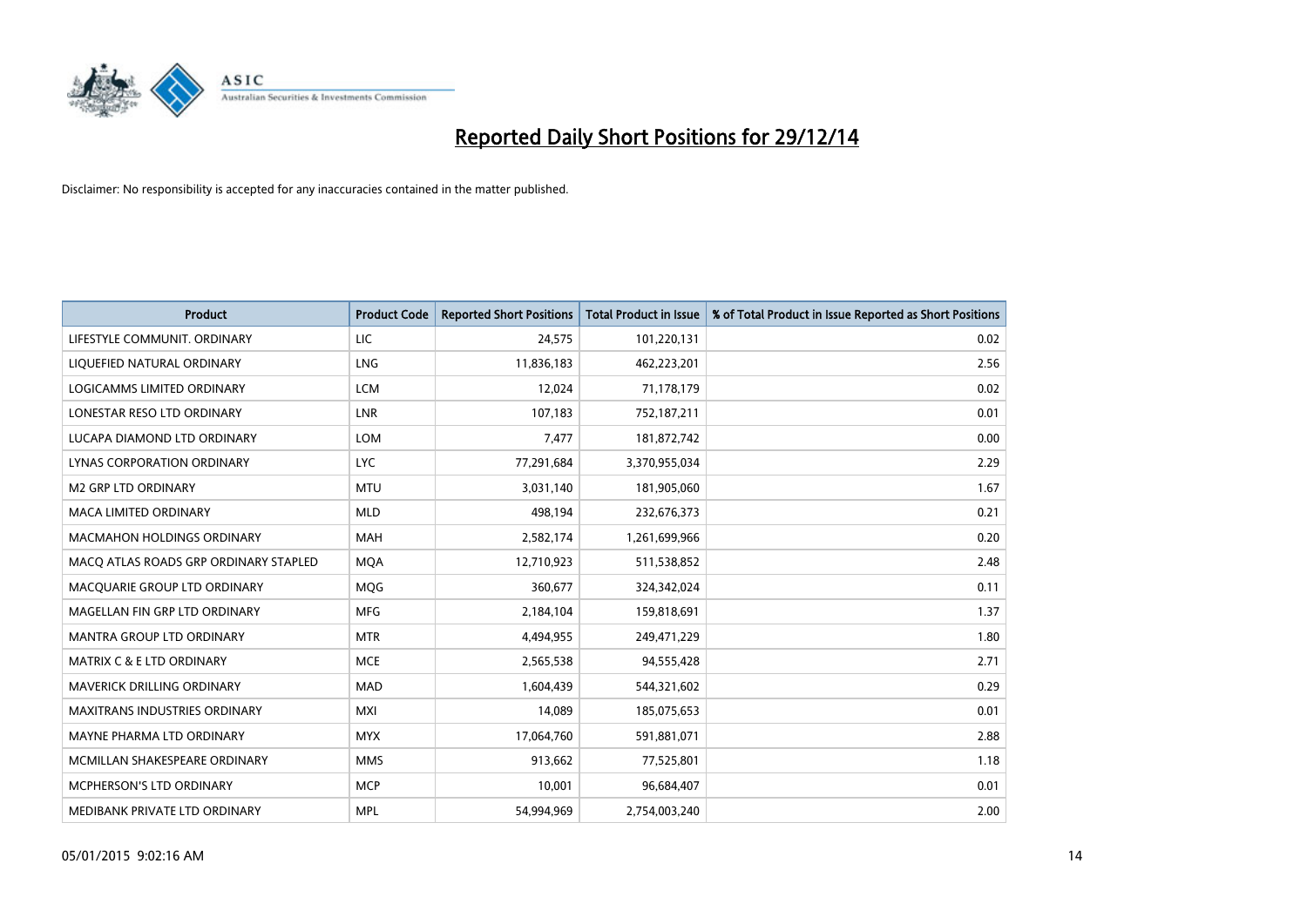# Reported Daily Short Positions for 29/12/14

Disclaimer: No responsibility is accepted for any inaccuracies contained in the matter published.

| Product | Product Code | Reported Short Positions | Total Product in Issue | % of Total Product in Issue Reported as Short Positions |
|---|---|---|---|---|
| LIFESTYLE COMMUNIT. ORDINARY | LIC | 24,575 | 101,220,131 | 0.02 |
| LIQUEFIED NATURAL ORDINARY | LNG | 11,836,183 | 462,223,201 | 2.56 |
| LOGICAMMS LIMITED ORDINARY | LCM | 12,024 | 71,178,179 | 0.02 |
| LONESTAR RESO LTD ORDINARY | LNR | 107,183 | 752,187,211 | 0.01 |
| LUCAPA DIAMOND LTD ORDINARY | LOM | 7,477 | 181,872,742 | 0.00 |
| LYNAS CORPORATION ORDINARY | LYC | 77,291,684 | 3,370,955,034 | 2.29 |
| M2 GRP LTD ORDINARY | MTU | 3,031,140 | 181,905,060 | 1.67 |
| MACA LIMITED ORDINARY | MLD | 498,194 | 232,676,373 | 0.21 |
| MACMAHON HOLDINGS ORDINARY | MAH | 2,582,174 | 1,261,699,966 | 0.20 |
| MACQ ATLAS ROADS GRP ORDINARY STAPLED | MQA | 12,710,923 | 511,538,852 | 2.48 |
| MACQUARIE GROUP LTD ORDINARY | MQG | 360,677 | 324,342,024 | 0.11 |
| MAGELLAN FIN GRP LTD ORDINARY | MFG | 2,184,104 | 159,818,691 | 1.37 |
| MANTRA GROUP LTD ORDINARY | MTR | 4,494,955 | 249,471,229 | 1.80 |
| MATRIX C & E LTD ORDINARY | MCE | 2,565,538 | 94,555,428 | 2.71 |
| MAVERICK DRILLING ORDINARY | MAD | 1,604,439 | 544,321,602 | 0.29 |
| MAXITRANS INDUSTRIES ORDINARY | MXI | 14,089 | 185,075,653 | 0.01 |
| MAYNE PHARMA LTD ORDINARY | MYX | 17,064,760 | 591,881,071 | 2.88 |
| MCMILLAN SHAKESPEARE ORDINARY | MMS | 913,662 | 77,525,801 | 1.18 |
| MCPHERSON'S LTD ORDINARY | MCP | 10,001 | 96,684,407 | 0.01 |
| MEDIBANK PRIVATE LTD ORDINARY | MPL | 54,994,969 | 2,754,003,240 | 2.00 |

05/01/2015 9:02:16 AM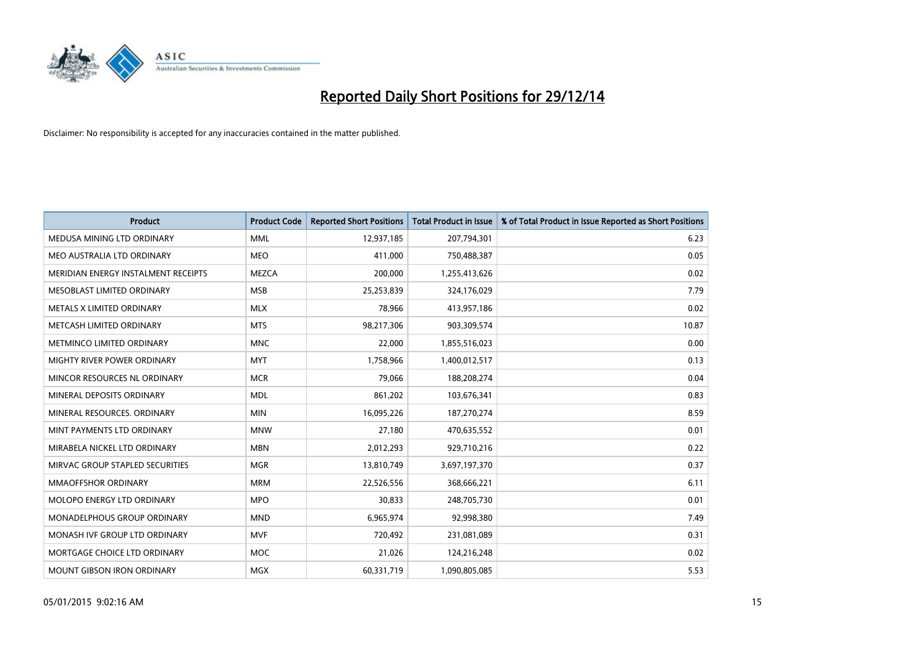# Reported Daily Short Positions for 29/12/14

Disclaimer: No responsibility is accepted for any inaccuracies contained in the matter published.

| Product | Product Code | Reported Short Positions | Total Product in Issue | % of Total Product in Issue Reported as Short Positions |
|---|---|---|---|---|
| MEDUSA MINING LTD ORDINARY | MML | 12,937,185 | 207,794,301 | 6.23 |
| MEO AUSTRALIA LTD ORDINARY | MEO | 411,000 | 750,488,387 | 0.05 |
| MERIDIAN ENERGY INSTALMENT RECEIPTS | MEZCA | 200,000 | 1,255,413,626 | 0.02 |
| MESOBLAST LIMITED ORDINARY | MSB | 25,253,839 | 324,176,029 | 7.79 |
| METALS X LIMITED ORDINARY | MLX | 78,966 | 413,957,186 | 0.02 |
| METCASH LIMITED ORDINARY | MTS | 98,217,306 | 903,309,574 | 10.87 |
| METMINCO LIMITED ORDINARY | MNC | 22,000 | 1,855,516,023 | 0.00 |
| MIGHTY RIVER POWER ORDINARY | MYT | 1,758,966 | 1,400,012,517 | 0.13 |
| MINCOR RESOURCES NL ORDINARY | MCR | 79,066 | 188,208,274 | 0.04 |
| MINERAL DEPOSITS ORDINARY | MDL | 861,202 | 103,676,341 | 0.83 |
| MINERAL RESOURCES. ORDINARY | MIN | 16,095,226 | 187,270,274 | 8.59 |
| MINT PAYMENTS LTD ORDINARY | MNW | 27,180 | 470,635,552 | 0.01 |
| MIRABELA NICKEL LTD ORDINARY | MBN | 2,012,293 | 929,710,216 | 0.22 |
| MIRVAC GROUP STAPLED SECURITIES | MGR | 13,810,749 | 3,697,197,370 | 0.37 |
| MMAOFFSHOR ORDINARY | MRM | 22,526,556 | 368,666,221 | 6.11 |
| MOLOPO ENERGY LTD ORDINARY | MPO | 30,833 | 248,705,730 | 0.01 |
| MONADELPHOUS GROUP ORDINARY | MND | 6,965,974 | 92,998,380 | 7.49 |
| MONASH IVF GROUP LTD ORDINARY | MVF | 720,492 | 231,081,089 | 0.31 |
| MORTGAGE CHOICE LTD ORDINARY | MOC | 21,026 | 124,216,248 | 0.02 |
| MOUNT GIBSON IRON ORDINARY | MGX | 60,331,719 | 1,090,805,085 | 5.53 |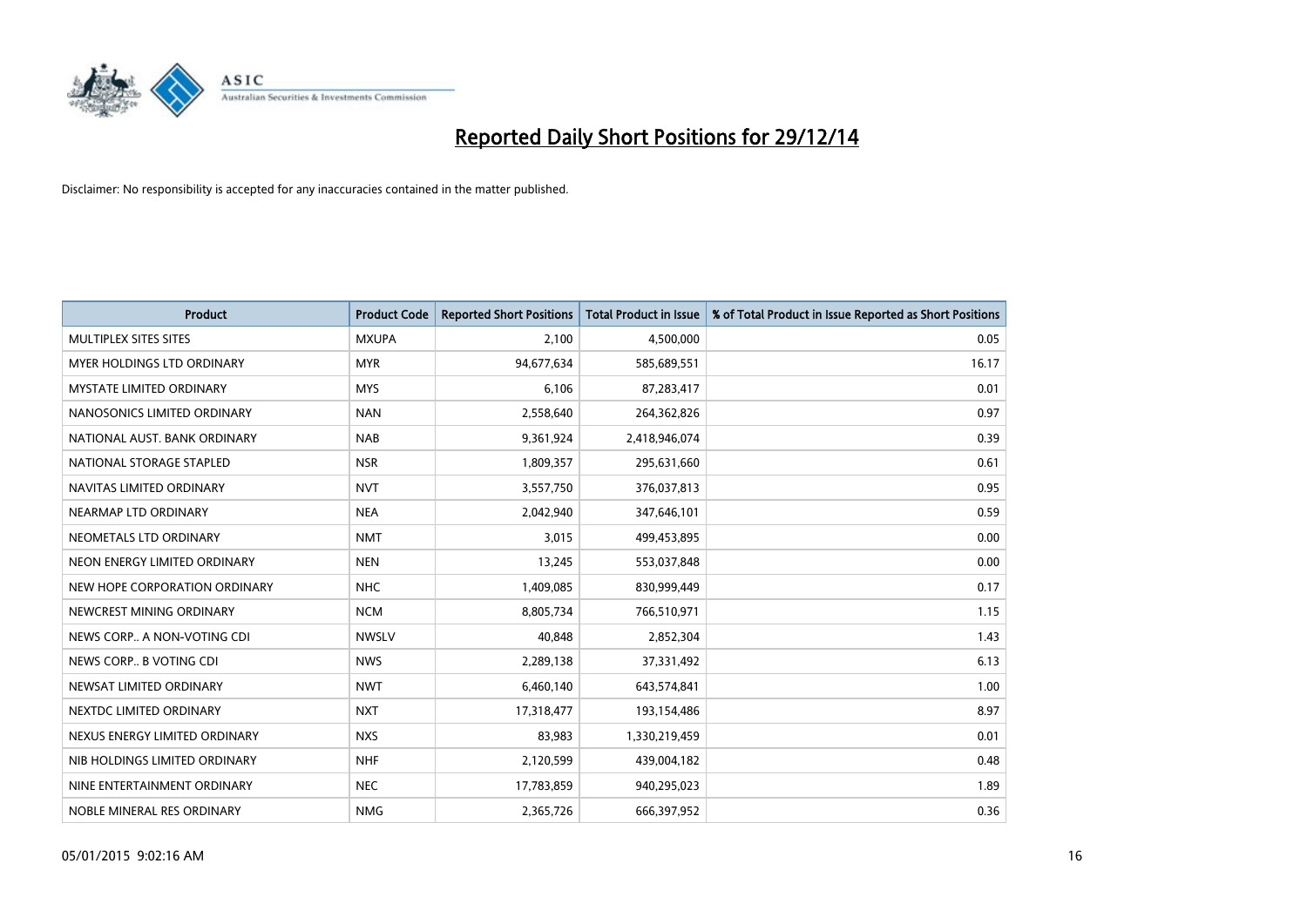# Reported Daily Short Positions for 29/12/14

Disclaimer: No responsibility is accepted for any inaccuracies contained in the matter published.

| Product | Product Code | Reported Short Positions | Total Product in Issue | % of Total Product in Issue Reported as Short Positions |
|---|---|---|---|---|
| MULTIPLEX SITES SITES | MXUPA | 2,100 | 4,500,000 | 0.05 |
| MYER HOLDINGS LTD ORDINARY | MYR | 94,677,634 | 585,689,551 | 16.17 |
| MYSTATE LIMITED ORDINARY | MYS | 6,106 | 87,283,417 | 0.01 |
| NANOSONICS LIMITED ORDINARY | NAN | 2,558,640 | 264,362,826 | 0.97 |
| NATIONAL AUST. BANK ORDINARY | NAB | 9,361,924 | 2,418,946,074 | 0.39 |
| NATIONAL STORAGE STAPLED | NSR | 1,809,357 | 295,631,660 | 0.61 |
| NAVITAS LIMITED ORDINARY | NVT | 3,557,750 | 376,037,813 | 0.95 |
| NEARMAP LTD ORDINARY | NEA | 2,042,940 | 347,646,101 | 0.59 |
| NEOMETALS LTD ORDINARY | NMT | 3,015 | 499,453,895 | 0.00 |
| NEON ENERGY LIMITED ORDINARY | NEN | 13,245 | 553,037,848 | 0.00 |
| NEW HOPE CORPORATION ORDINARY | NHC | 1,409,085 | 830,999,449 | 0.17 |
| NEWCREST MINING ORDINARY | NCM | 8,805,734 | 766,510,971 | 1.15 |
| NEWS CORP.. A NON-VOTING CDI | NWSLV | 40,848 | 2,852,304 | 1.43 |
| NEWS CORP.. B VOTING CDI | NWS | 2,289,138 | 37,331,492 | 6.13 |
| NEWSAT LIMITED ORDINARY | NWT | 6,460,140 | 643,574,841 | 1.00 |
| NEXTDC LIMITED ORDINARY | NXT | 17,318,477 | 193,154,486 | 8.97 |
| NEXUS ENERGY LIMITED ORDINARY | NXS | 83,983 | 1,330,219,459 | 0.01 |
| NIB HOLDINGS LIMITED ORDINARY | NHF | 2,120,599 | 439,004,182 | 0.48 |
| NINE ENTERTAINMENT ORDINARY | NEC | 17,783,859 | 940,295,023 | 1.89 |
| NOBLE MINERAL RES ORDINARY | NMG | 2,365,726 | 666,397,952 | 0.36 |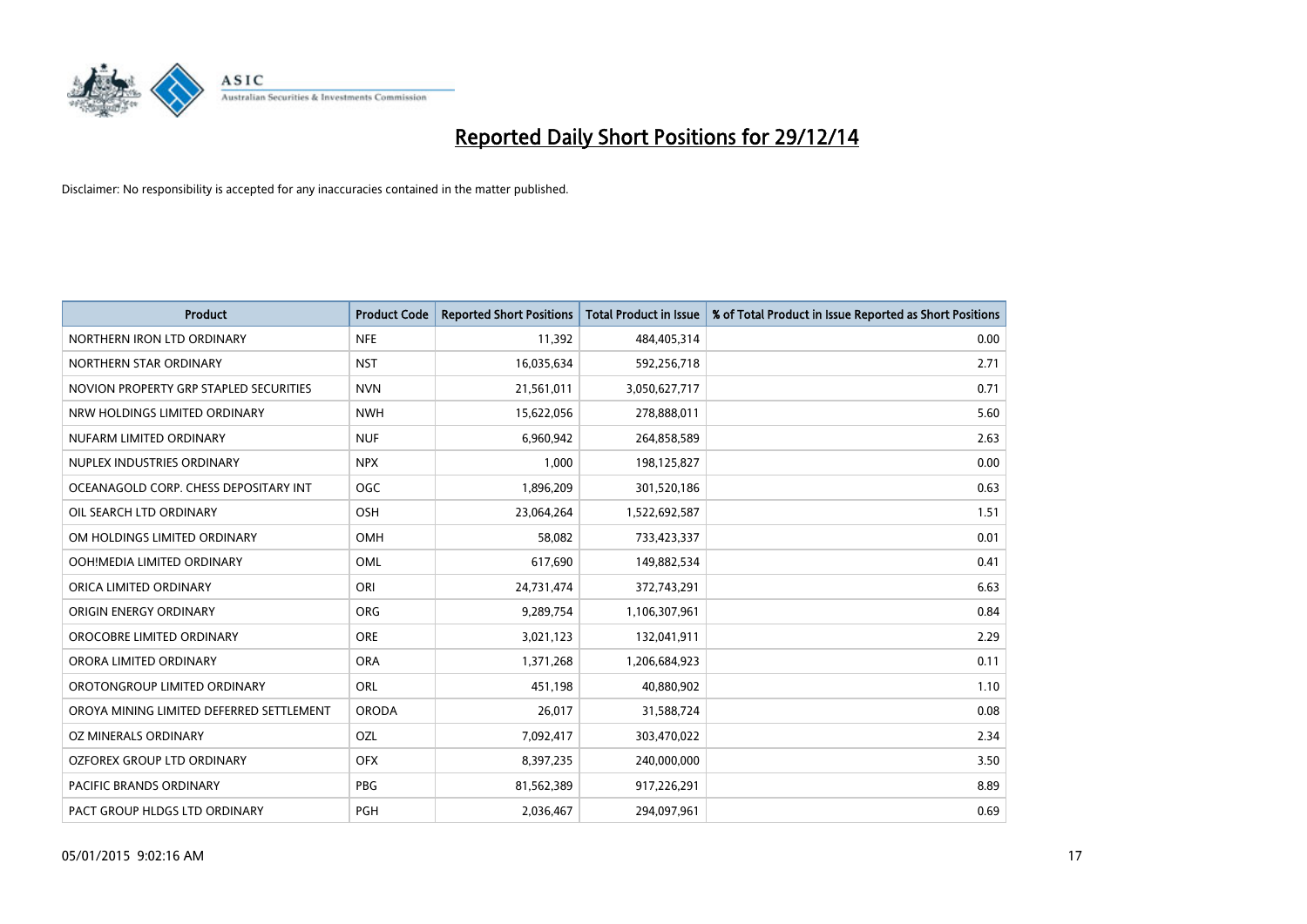# Reported Daily Short Positions for 29/12/14

Disclaimer: No responsibility is accepted for any inaccuracies contained in the matter published.

| Product | Product Code | Reported Short Positions | Total Product in Issue | % of Total Product in Issue Reported as Short Positions |
|---|---|---|---|---|
| NORTHERN IRON LTD ORDINARY | NFE | 11,392 | 484,405,314 | 0.00 |
| NORTHERN STAR ORDINARY | NST | 16,035,634 | 592,256,718 | 2.71 |
| NOVION PROPERTY GRP STAPLED SECURITIES | NVN | 21,561,011 | 3,050,627,717 | 0.71 |
| NRW HOLDINGS LIMITED ORDINARY | NWH | 15,622,056 | 278,888,011 | 5.60 |
| NUFARM LIMITED ORDINARY | NUF | 6,960,942 | 264,858,589 | 2.63 |
| NUPLEX INDUSTRIES ORDINARY | NPX | 1,000 | 198,125,827 | 0.00 |
| OCEANAGOLD CORP. CHESS DEPOSITARY INT | OGC | 1,896,209 | 301,520,186 | 0.63 |
| OIL SEARCH LTD ORDINARY | OSH | 23,064,264 | 1,522,692,587 | 1.51 |
| OM HOLDINGS LIMITED ORDINARY | OMH | 58,082 | 733,423,337 | 0.01 |
| OOH!MEDIA LIMITED ORDINARY | OML | 617,690 | 149,882,534 | 0.41 |
| ORICA LIMITED ORDINARY | ORI | 24,731,474 | 372,743,291 | 6.63 |
| ORIGIN ENERGY ORDINARY | ORG | 9,289,754 | 1,106,307,961 | 0.84 |
| OROCOBRE LIMITED ORDINARY | ORE | 3,021,123 | 132,041,911 | 2.29 |
| ORORA LIMITED ORDINARY | ORA | 1,371,268 | 1,206,684,923 | 0.11 |
| OROTONGROUP LIMITED ORDINARY | ORL | 451,198 | 40,880,902 | 1.10 |
| OROYA MINING LIMITED DEFERRED SETTLEMENT | ORODA | 26,017 | 31,588,724 | 0.08 |
| OZ MINERALS ORDINARY | OZL | 7,092,417 | 303,470,022 | 2.34 |
| OZFOREX GROUP LTD ORDINARY | OFX | 8,397,235 | 240,000,000 | 3.50 |
| PACIFIC BRANDS ORDINARY | PBG | 81,562,389 | 917,226,291 | 8.89 |
| PACT GROUP HLDGS LTD ORDINARY | PGH | 2,036,467 | 294,097,961 | 0.69 |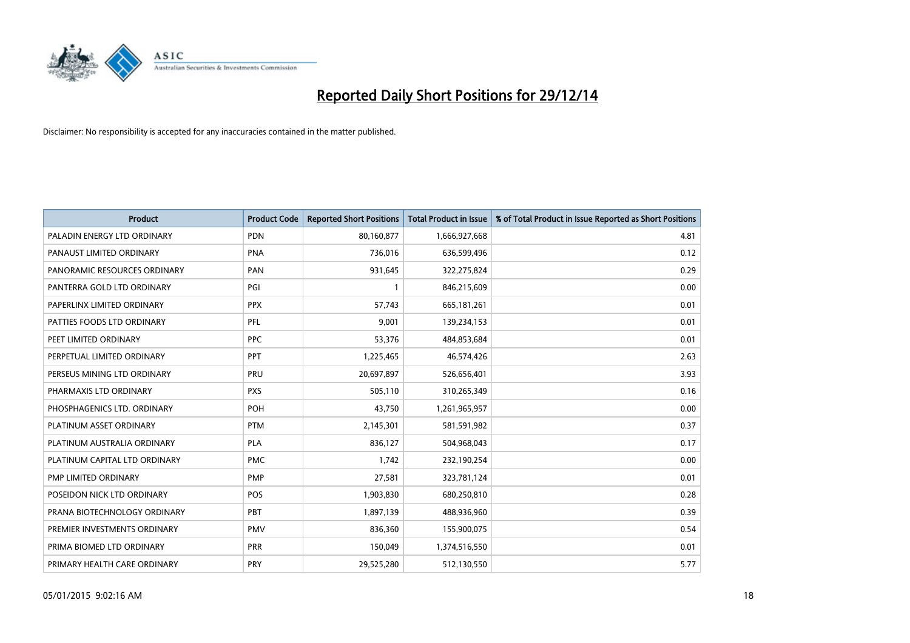# Reported Daily Short Positions for 29/12/14

Disclaimer: No responsibility is accepted for any inaccuracies contained in the matter published.

| Product | Product Code | Reported Short Positions | Total Product in Issue | % of Total Product in Issue Reported as Short Positions |
|---|---|---|---|---|
| PALADIN ENERGY LTD ORDINARY | PDN | 80,160,877 | 1,666,927,668 | 4.81 |
| PANAUST LIMITED ORDINARY | PNA | 736,016 | 636,599,496 | 0.12 |
| PANORAMIC RESOURCES ORDINARY | PAN | 931,645 | 322,275,824 | 0.29 |
| PANTERRA GOLD LTD ORDINARY | PGI | 1 | 846,215,609 | 0.00 |
| PAPERLINX LIMITED ORDINARY | PPX | 57,743 | 665,181,261 | 0.01 |
| PATTIES FOODS LTD ORDINARY | PFL | 9,001 | 139,234,153 | 0.01 |
| PEET LIMITED ORDINARY | PPC | 53,376 | 484,853,684 | 0.01 |
| PERPETUAL LIMITED ORDINARY | PPT | 1,225,465 | 46,574,426 | 2.63 |
| PERSEUS MINING LTD ORDINARY | PRU | 20,697,897 | 526,656,401 | 3.93 |
| PHARMAXIS LTD ORDINARY | PXS | 505,110 | 310,265,349 | 0.16 |
| PHOSPHAGENICS LTD. ORDINARY | POH | 43,750 | 1,261,965,957 | 0.00 |
| PLATINUM ASSET ORDINARY | PTM | 2,145,301 | 581,591,982 | 0.37 |
| PLATINUM AUSTRALIA ORDINARY | PLA | 836,127 | 504,968,043 | 0.17 |
| PLATINUM CAPITAL LTD ORDINARY | PMC | 1,742 | 232,190,254 | 0.00 |
| PMP LIMITED ORDINARY | PMP | 27,581 | 323,781,124 | 0.01 |
| POSEIDON NICK LTD ORDINARY | POS | 1,903,830 | 680,250,810 | 0.28 |
| PRANA BIOTECHNOLOGY ORDINARY | PBT | 1,897,139 | 488,936,960 | 0.39 |
| PREMIER INVESTMENTS ORDINARY | PMV | 836,360 | 155,900,075 | 0.54 |
| PRIMA BIOMED LTD ORDINARY | PRR | 150,049 | 1,374,516,550 | 0.01 |
| PRIMARY HEALTH CARE ORDINARY | PRY | 29,525,280 | 512,130,550 | 5.77 |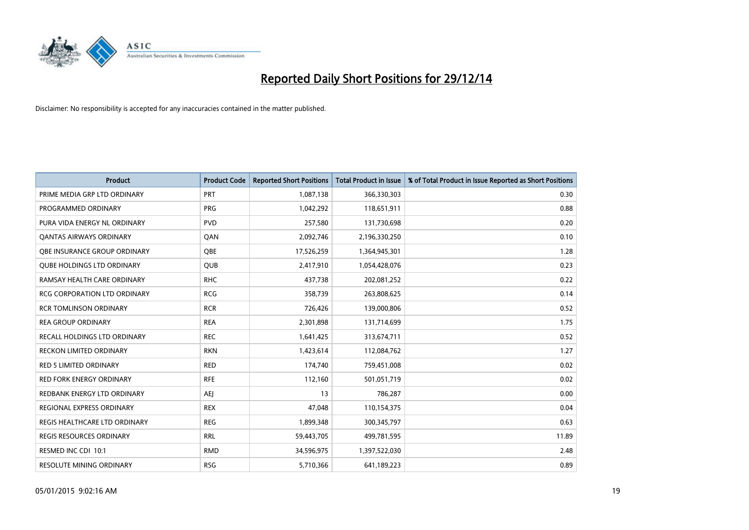# Reported Daily Short Positions for 29/12/14

Disclaimer: No responsibility is accepted for any inaccuracies contained in the matter published.

| Product | Product Code | Reported Short Positions | Total Product in Issue | % of Total Product in Issue Reported as Short Positions |
|---|---|---|---|---|
| PRIME MEDIA GRP LTD ORDINARY | PRT | 1,087,138 | 366,330,303 | 0.30 |
| PROGRAMMED ORDINARY | PRG | 1,042,292 | 118,651,911 | 0.88 |
| PURA VIDA ENERGY NL ORDINARY | PVD | 257,580 | 131,730,698 | 0.20 |
| QANTAS AIRWAYS ORDINARY | QAN | 2,092,746 | 2,196,330,250 | 0.10 |
| QBE INSURANCE GROUP ORDINARY | QBE | 17,526,259 | 1,364,945,301 | 1.28 |
| QUBE HOLDINGS LTD ORDINARY | QUB | 2,417,910 | 1,054,428,076 | 0.23 |
| RAMSAY HEALTH CARE ORDINARY | RHC | 437,738 | 202,081,252 | 0.22 |
| RCG CORPORATION LTD ORDINARY | RCG | 358,739 | 263,808,625 | 0.14 |
| RCR TOMLINSON ORDINARY | RCR | 726,426 | 139,000,806 | 0.52 |
| REA GROUP ORDINARY | REA | 2,301,898 | 131,714,699 | 1.75 |
| RECALL HOLDINGS LTD ORDINARY | REC | 1,641,425 | 313,674,711 | 0.52 |
| RECKON LIMITED ORDINARY | RKN | 1,423,614 | 112,084,762 | 1.27 |
| RED 5 LIMITED ORDINARY | RED | 174,740 | 759,451,008 | 0.02 |
| RED FORK ENERGY ORDINARY | RFE | 112,160 | 501,051,719 | 0.02 |
| REDBANK ENERGY LTD ORDINARY | AEJ | 13 | 786,287 | 0.00 |
| REGIONAL EXPRESS ORDINARY | REX | 47,048 | 110,154,375 | 0.04 |
| REGIS HEALTHCARE LTD ORDINARY | REG | 1,899,348 | 300,345,797 | 0.63 |
| REGIS RESOURCES ORDINARY | RRL | 59,443,705 | 499,781,595 | 11.89 |
| RESMED INC CDI 10:1 | RMD | 34,596,975 | 1,397,522,030 | 2.48 |
| RESOLUTE MINING ORDINARY | RSG | 5,710,366 | 641,189,223 | 0.89 |

05/01/2015 9:02:16 AM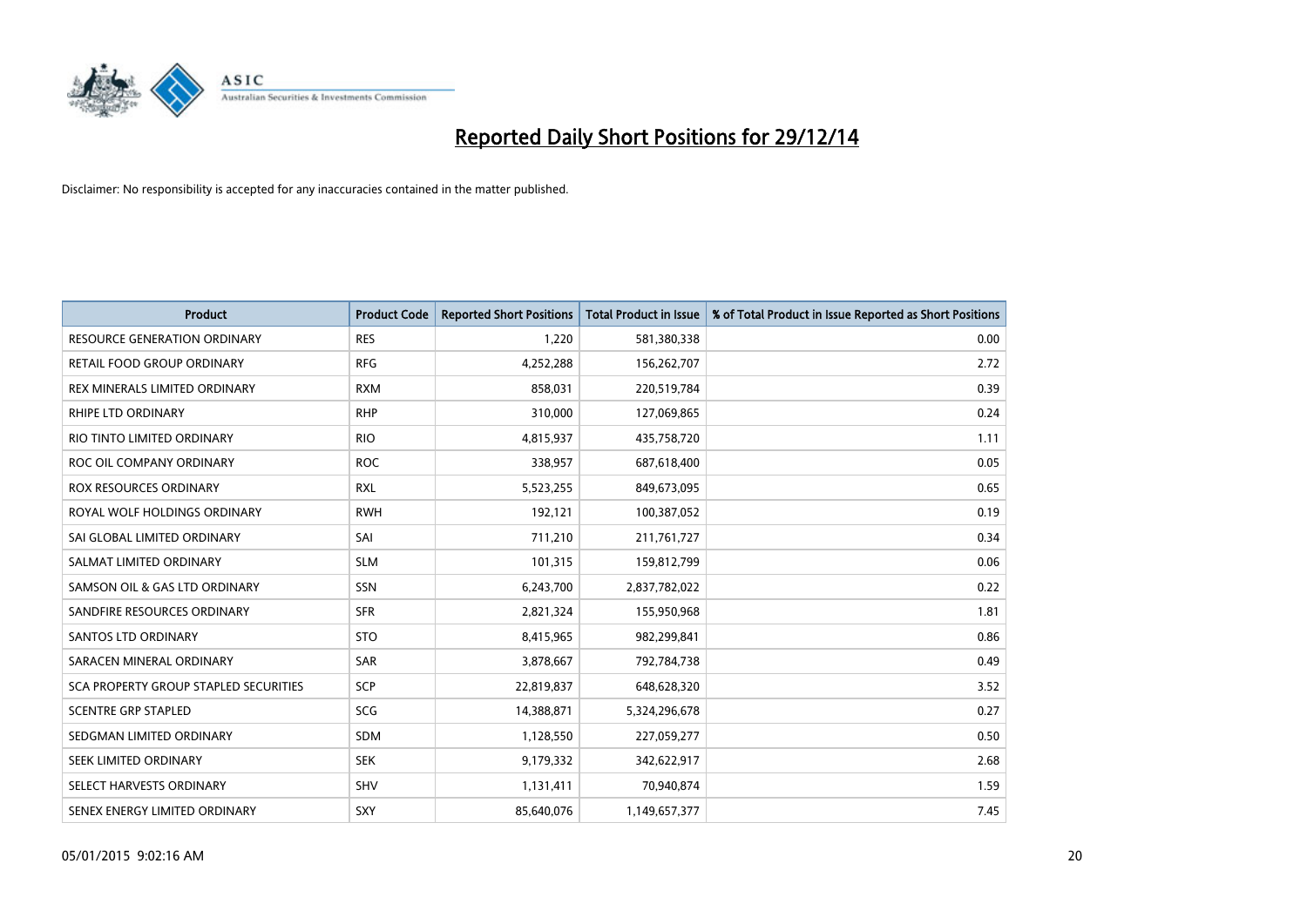# Reported Daily Short Positions for 29/12/14

Disclaimer: No responsibility is accepted for any inaccuracies contained in the matter published.

| Product | Product Code | Reported Short Positions | Total Product in Issue | % of Total Product in Issue Reported as Short Positions |
|---|---|---|---|---|
| RESOURCE GENERATION ORDINARY | RES | 1,220 | 581,380,338 | 0.00 |
| RETAIL FOOD GROUP ORDINARY | RFG | 4,252,288 | 156,262,707 | 2.72 |
| REX MINERALS LIMITED ORDINARY | RXM | 858,031 | 220,519,784 | 0.39 |
| RHIPE LTD ORDINARY | RHP | 310,000 | 127,069,865 | 0.24 |
| RIO TINTO LIMITED ORDINARY | RIO | 4,815,937 | 435,758,720 | 1.11 |
| ROC OIL COMPANY ORDINARY | ROC | 338,957 | 687,618,400 | 0.05 |
| ROX RESOURCES ORDINARY | RXL | 5,523,255 | 849,673,095 | 0.65 |
| ROYAL WOLF HOLDINGS ORDINARY | RWH | 192,121 | 100,387,052 | 0.19 |
| SAI GLOBAL LIMITED ORDINARY | SAI | 711,210 | 211,761,727 | 0.34 |
| SALMAT LIMITED ORDINARY | SLM | 101,315 | 159,812,799 | 0.06 |
| SAMSON OIL & GAS LTD ORDINARY | SSN | 6,243,700 | 2,837,782,022 | 0.22 |
| SANDFIRE RESOURCES ORDINARY | SFR | 2,821,324 | 155,950,968 | 1.81 |
| SANTOS LTD ORDINARY | STO | 8,415,965 | 982,299,841 | 0.86 |
| SARACEN MINERAL ORDINARY | SAR | 3,878,667 | 792,784,738 | 0.49 |
| SCA PROPERTY GROUP STAPLED SECURITIES | SCP | 22,819,837 | 648,628,320 | 3.52 |
| SCENTRE GRP STAPLED | SCG | 14,388,871 | 5,324,296,678 | 0.27 |
| SEDGMAN LIMITED ORDINARY | SDM | 1,128,550 | 227,059,277 | 0.50 |
| SEEK LIMITED ORDINARY | SEK | 9,179,332 | 342,622,917 | 2.68 |
| SELECT HARVESTS ORDINARY | SHV | 1,131,411 | 70,940,874 | 1.59 |
| SENEX ENERGY LIMITED ORDINARY | SXY | 85,640,076 | 1,149,657,377 | 7.45 |

05/01/2015 9:02:16 AM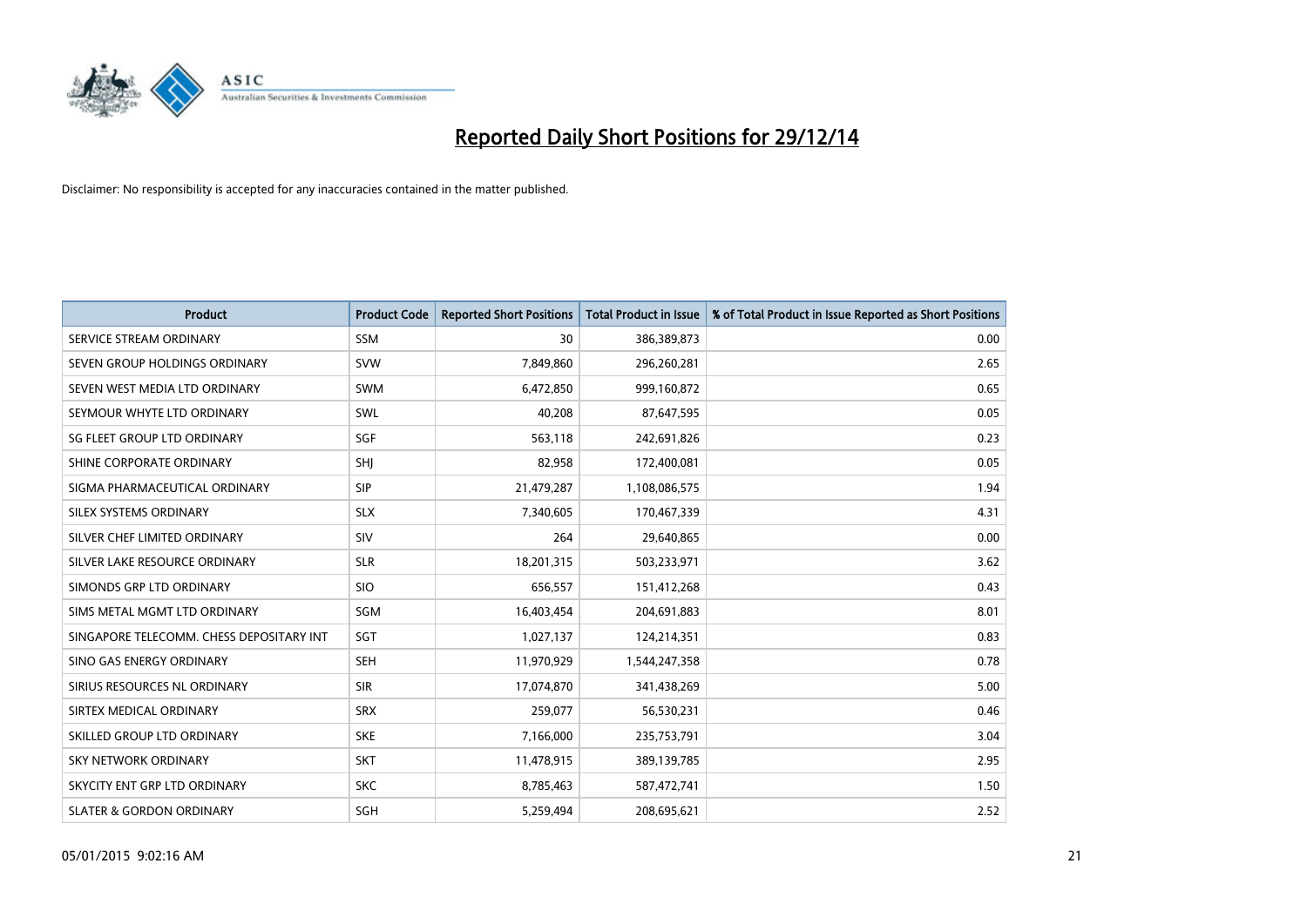# Reported Daily Short Positions for 29/12/14

Disclaimer: No responsibility is accepted for any inaccuracies contained in the matter published.

| Product | Product Code | Reported Short Positions | Total Product in Issue | % of Total Product in Issue Reported as Short Positions |
|---|---|---|---|---|
| SERVICE STREAM ORDINARY | SSM | 30 | 386,389,873 | 0.00 |
| SEVEN GROUP HOLDINGS ORDINARY | SVW | 7,849,860 | 296,260,281 | 2.65 |
| SEVEN WEST MEDIA LTD ORDINARY | SWM | 6,472,850 | 999,160,872 | 0.65 |
| SEYMOUR WHYTE LTD ORDINARY | SWL | 40,208 | 87,647,595 | 0.05 |
| SG FLEET GROUP LTD ORDINARY | SGF | 563,118 | 242,691,826 | 0.23 |
| SHINE CORPORATE ORDINARY | SHJ | 82,958 | 172,400,081 | 0.05 |
| SIGMA PHARMACEUTICAL ORDINARY | SIP | 21,479,287 | 1,108,086,575 | 1.94 |
| SILEX SYSTEMS ORDINARY | SLX | 7,340,605 | 170,467,339 | 4.31 |
| SILVER CHEF LIMITED ORDINARY | SIV | 264 | 29,640,865 | 0.00 |
| SILVER LAKE RESOURCE ORDINARY | SLR | 18,201,315 | 503,233,971 | 3.62 |
| SIMONDS GRP LTD ORDINARY | SIO | 656,557 | 151,412,268 | 0.43 |
| SIMS METAL MGMT LTD ORDINARY | SGM | 16,403,454 | 204,691,883 | 8.01 |
| SINGAPORE TELECOMM. CHESS DEPOSITARY INT | SGT | 1,027,137 | 124,214,351 | 0.83 |
| SINO GAS ENERGY ORDINARY | SEH | 11,970,929 | 1,544,247,358 | 0.78 |
| SIRIUS RESOURCES NL ORDINARY | SIR | 17,074,870 | 341,438,269 | 5.00 |
| SIRTEX MEDICAL ORDINARY | SRX | 259,077 | 56,530,231 | 0.46 |
| SKILLED GROUP LTD ORDINARY | SKE | 7,166,000 | 235,753,791 | 3.04 |
| SKY NETWORK ORDINARY | SKT | 11,478,915 | 389,139,785 | 2.95 |
| SKYCITY ENT GRP LTD ORDINARY | SKC | 8,785,463 | 587,472,741 | 1.50 |
| SLATER & GORDON ORDINARY | SGH | 5,259,494 | 208,695,621 | 2.52 |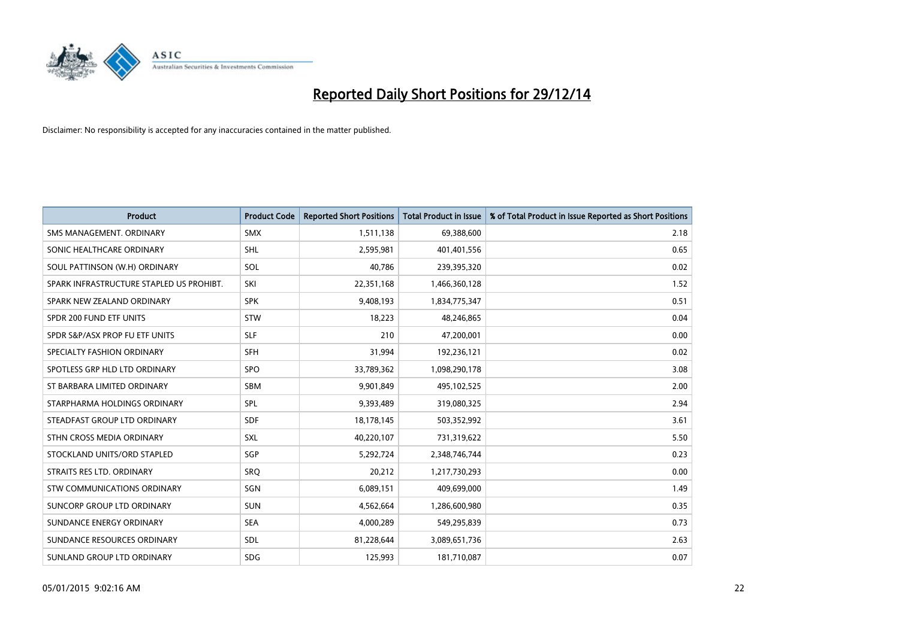# Reported Daily Short Positions for 29/12/14

Disclaimer: No responsibility is accepted for any inaccuracies contained in the matter published.

| Product | Product Code | Reported Short Positions | Total Product in Issue | % of Total Product in Issue Reported as Short Positions |
|---|---|---|---|---|
| SMS MANAGEMENT. ORDINARY | SMX | 1,511,138 | 69,388,600 | 2.18 |
| SONIC HEALTHCARE ORDINARY | SHL | 2,595,981 | 401,401,556 | 0.65 |
| SOUL PATTINSON (W.H) ORDINARY | SOL | 40,786 | 239,395,320 | 0.02 |
| SPARK INFRASTRUCTURE STAPLED US PROHIBT. | SKI | 22,351,168 | 1,466,360,128 | 1.52 |
| SPARK NEW ZEALAND ORDINARY | SPK | 9,408,193 | 1,834,775,347 | 0.51 |
| SPDR 200 FUND ETF UNITS | STW | 18,223 | 48,246,865 | 0.04 |
| SPDR S&P/ASX PROP FU ETF UNITS | SLF | 210 | 47,200,001 | 0.00 |
| SPECIALTY FASHION ORDINARY | SFH | 31,994 | 192,236,121 | 0.02 |
| SPOTLESS GRP HLD LTD ORDINARY | SPO | 33,789,362 | 1,098,290,178 | 3.08 |
| ST BARBARA LIMITED ORDINARY | SBM | 9,901,849 | 495,102,525 | 2.00 |
| STARPHARMA HOLDINGS ORDINARY | SPL | 9,393,489 | 319,080,325 | 2.94 |
| STEADFAST GROUP LTD ORDINARY | SDF | 18,178,145 | 503,352,992 | 3.61 |
| STHN CROSS MEDIA ORDINARY | SXL | 40,220,107 | 731,319,622 | 5.50 |
| STOCKLAND UNITS/ORD STAPLED | SGP | 5,292,724 | 2,348,746,744 | 0.23 |
| STRAITS RES LTD. ORDINARY | SRQ | 20,212 | 1,217,730,293 | 0.00 |
| STW COMMUNICATIONS ORDINARY | SGN | 6,089,151 | 409,699,000 | 1.49 |
| SUNCORP GROUP LTD ORDINARY | SUN | 4,562,664 | 1,286,600,980 | 0.35 |
| SUNDANCE ENERGY ORDINARY | SEA | 4,000,289 | 549,295,839 | 0.73 |
| SUNDANCE RESOURCES ORDINARY | SDL | 81,228,644 | 3,089,651,736 | 2.63 |
| SUNLAND GROUP LTD ORDINARY | SDG | 125,993 | 181,710,087 | 0.07 |

05/01/2015 9:02:16 AM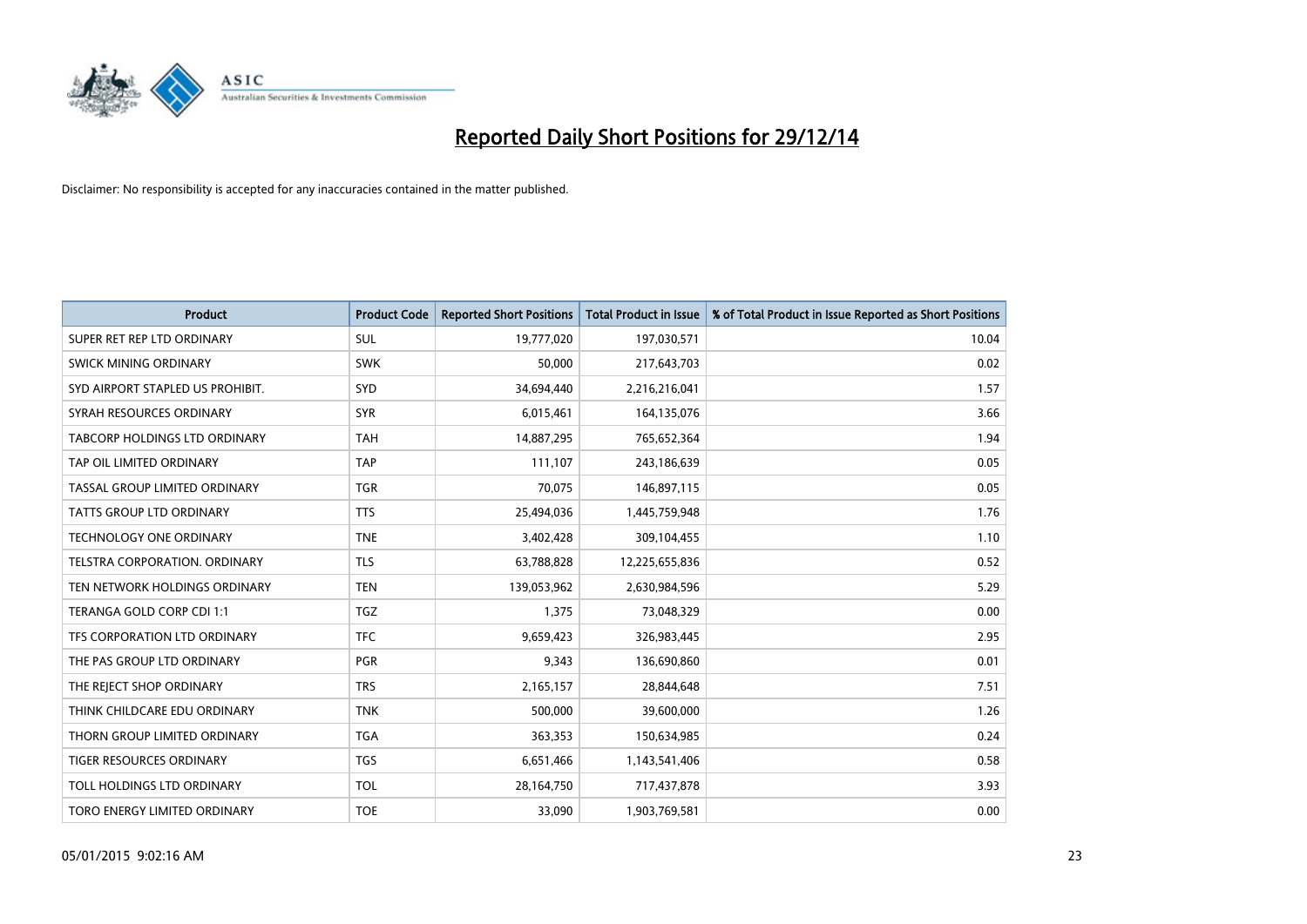# Reported Daily Short Positions for 29/12/14

Disclaimer: No responsibility is accepted for any inaccuracies contained in the matter published.

| Product | Product Code | Reported Short Positions | Total Product in Issue | % of Total Product in Issue Reported as Short Positions |
|---|---|---|---|---|
| SUPER RET REP LTD ORDINARY | SUL | 19,777,020 | 197,030,571 | 10.04 |
| SWICK MINING ORDINARY | SWK | 50,000 | 217,643,703 | 0.02 |
| SYD AIRPORT STAPLED US PROHIBIT. | SYD | 34,694,440 | 2,216,216,041 | 1.57 |
| SYRAH RESOURCES ORDINARY | SYR | 6,015,461 | 164,135,076 | 3.66 |
| TABCORP HOLDINGS LTD ORDINARY | TAH | 14,887,295 | 765,652,364 | 1.94 |
| TAP OIL LIMITED ORDINARY | TAP | 111,107 | 243,186,639 | 0.05 |
| TASSAL GROUP LIMITED ORDINARY | TGR | 70,075 | 146,897,115 | 0.05 |
| TATTS GROUP LTD ORDINARY | TTS | 25,494,036 | 1,445,759,948 | 1.76 |
| TECHNOLOGY ONE ORDINARY | TNE | 3,402,428 | 309,104,455 | 1.10 |
| TELSTRA CORPORATION. ORDINARY | TLS | 63,788,828 | 12,225,655,836 | 0.52 |
| TEN NETWORK HOLDINGS ORDINARY | TEN | 139,053,962 | 2,630,984,596 | 5.29 |
| TERANGA GOLD CORP CDI 1:1 | TGZ | 1,375 | 73,048,329 | 0.00 |
| TFS CORPORATION LTD ORDINARY | TFC | 9,659,423 | 326,983,445 | 2.95 |
| THE PAS GROUP LTD ORDINARY | PGR | 9,343 | 136,690,860 | 0.01 |
| THE REJECT SHOP ORDINARY | TRS | 2,165,157 | 28,844,648 | 7.51 |
| THINK CHILDCARE EDU ORDINARY | TNK | 500,000 | 39,600,000 | 1.26 |
| THORN GROUP LIMITED ORDINARY | TGA | 363,353 | 150,634,985 | 0.24 |
| TIGER RESOURCES ORDINARY | TGS | 6,651,466 | 1,143,541,406 | 0.58 |
| TOLL HOLDINGS LTD ORDINARY | TOL | 28,164,750 | 717,437,878 | 3.93 |
| TORO ENERGY LIMITED ORDINARY | TOE | 33,090 | 1,903,769,581 | 0.00 |

05/01/2015 9:02:16 AM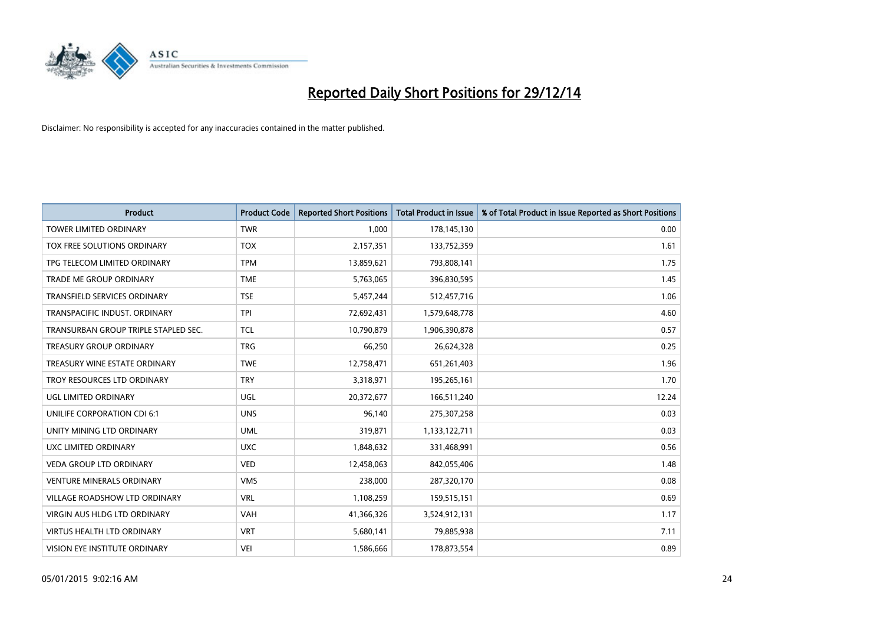# Reported Daily Short Positions for 29/12/14

Disclaimer: No responsibility is accepted for any inaccuracies contained in the matter published.

| Product | Product Code | Reported Short Positions | Total Product in Issue | % of Total Product in Issue Reported as Short Positions |
|---|---|---|---|---|
| TOWER LIMITED ORDINARY | TWR | 1,000 | 178,145,130 | 0.00 |
| TOX FREE SOLUTIONS ORDINARY | TOX | 2,157,351 | 133,752,359 | 1.61 |
| TPG TELECOM LIMITED ORDINARY | TPM | 13,859,621 | 793,808,141 | 1.75 |
| TRADE ME GROUP ORDINARY | TME | 5,763,065 | 396,830,595 | 1.45 |
| TRANSFIELD SERVICES ORDINARY | TSE | 5,457,244 | 512,457,716 | 1.06 |
| TRANSPACIFIC INDUST. ORDINARY | TPI | 72,692,431 | 1,579,648,778 | 4.60 |
| TRANSURBAN GROUP TRIPLE STAPLED SEC. | TCL | 10,790,879 | 1,906,390,878 | 0.57 |
| TREASURY GROUP ORDINARY | TRG | 66,250 | 26,624,328 | 0.25 |
| TREASURY WINE ESTATE ORDINARY | TWE | 12,758,471 | 651,261,403 | 1.96 |
| TROY RESOURCES LTD ORDINARY | TRY | 3,318,971 | 195,265,161 | 1.70 |
| UGL LIMITED ORDINARY | UGL | 20,372,677 | 166,511,240 | 12.24 |
| UNILIFE CORPORATION CDI 6:1 | UNS | 96,140 | 275,307,258 | 0.03 |
| UNITY MINING LTD ORDINARY | UML | 319,871 | 1,133,122,711 | 0.03 |
| UXC LIMITED ORDINARY | UXC | 1,848,632 | 331,468,991 | 0.56 |
| VEDA GROUP LTD ORDINARY | VED | 12,458,063 | 842,055,406 | 1.48 |
| VENTURE MINERALS ORDINARY | VMS | 238,000 | 287,320,170 | 0.08 |
| VILLAGE ROADSHOW LTD ORDINARY | VRL | 1,108,259 | 159,515,151 | 0.69 |
| VIRGIN AUS HLDG LTD ORDINARY | VAH | 41,366,326 | 3,524,912,131 | 1.17 |
| VIRTUS HEALTH LTD ORDINARY | VRT | 5,680,141 | 79,885,938 | 7.11 |
| VISION EYE INSTITUTE ORDINARY | VEI | 1,586,666 | 178,873,554 | 0.89 |

05/01/2015 9:02:16 AM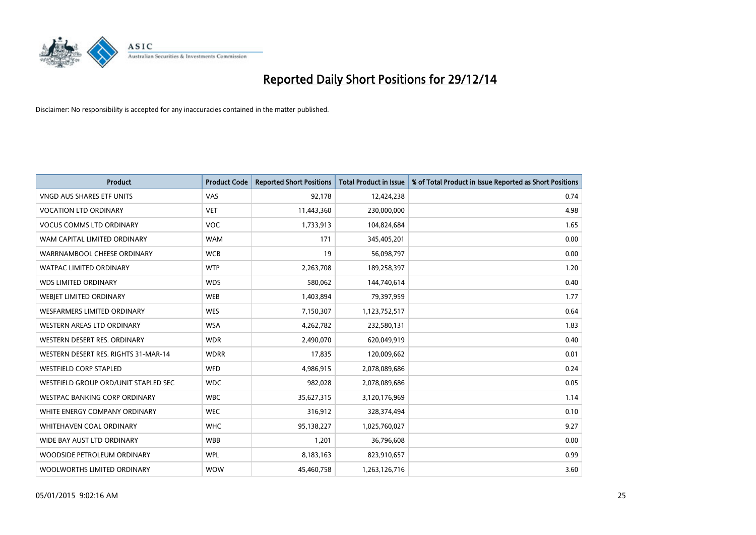# Reported Daily Short Positions for 29/12/14

Disclaimer: No responsibility is accepted for any inaccuracies contained in the matter published.

| Product | Product Code | Reported Short Positions | Total Product in Issue | % of Total Product in Issue Reported as Short Positions |
|---|---|---|---|---|
| VNGD AUS SHARES ETF UNITS | VAS | 92,178 | 12,424,238 | 0.74 |
| VOCATION LTD ORDINARY | VET | 11,443,360 | 230,000,000 | 4.98 |
| VOCUS COMMS LTD ORDINARY | VOC | 1,733,913 | 104,824,684 | 1.65 |
| WAM CAPITAL LIMITED ORDINARY | WAM | 171 | 345,405,201 | 0.00 |
| WARRNAMBOOL CHEESE ORDINARY | WCB | 19 | 56,098,797 | 0.00 |
| WATPAC LIMITED ORDINARY | WTP | 2,263,708 | 189,258,397 | 1.20 |
| WDS LIMITED ORDINARY | WDS | 580,062 | 144,740,614 | 0.40 |
| WEBJET LIMITED ORDINARY | WEB | 1,403,894 | 79,397,959 | 1.77 |
| WESFARMERS LIMITED ORDINARY | WES | 7,150,307 | 1,123,752,517 | 0.64 |
| WESTERN AREAS LTD ORDINARY | WSA | 4,262,782 | 232,580,131 | 1.83 |
| WESTERN DESERT RES. ORDINARY | WDR | 2,490,070 | 620,049,919 | 0.40 |
| WESTERN DESERT RES. RIGHTS 31-MAR-14 | WDRR | 17,835 | 120,009,662 | 0.01 |
| WESTFIELD CORP STAPLED | WFD | 4,986,915 | 2,078,089,686 | 0.24 |
| WESTFIELD GROUP ORD/UNIT STAPLED SEC | WDC | 982,028 | 2,078,089,686 | 0.05 |
| WESTPAC BANKING CORP ORDINARY | WBC | 35,627,315 | 3,120,176,969 | 1.14 |
| WHITE ENERGY COMPANY ORDINARY | WEC | 316,912 | 328,374,494 | 0.10 |
| WHITEHAVEN COAL ORDINARY | WHC | 95,138,227 | 1,025,760,027 | 9.27 |
| WIDE BAY AUST LTD ORDINARY | WBB | 1,201 | 36,796,608 | 0.00 |
| WOODSIDE PETROLEUM ORDINARY | WPL | 8,183,163 | 823,910,657 | 0.99 |
| WOOLWORTHS LIMITED ORDINARY | WOW | 45,460,758 | 1,263,126,716 | 3.60 |

05/01/2015 9:02:16 AM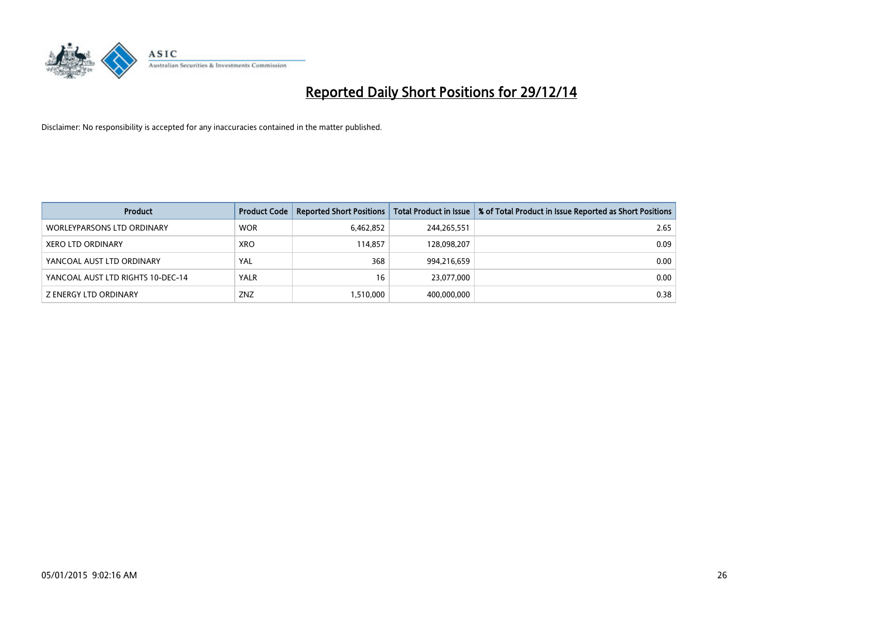# Reported Daily Short Positions for 29/12/14

Disclaimer: No responsibility is accepted for any inaccuracies contained in the matter published.

| Product | Product Code | Reported Short Positions | Total Product in Issue | % of Total Product in Issue Reported as Short Positions |
|---|---|---|---|---|
| WORLEYPARSONS LTD ORDINARY | WOR | 6,462,852 | 244,265,551 | 2.65 |
| XERO LTD ORDINARY | XRO | 114,857 | 128,098,207 | 0.09 |
| YANCOAL AUST LTD ORDINARY | YAL | 368 | 994,216,659 | 0.00 |
| YANCOAL AUST LTD RIGHTS 10-DEC-14 | YALR | 16 | 23,077,000 | 0.00 |
| Z ENERGY LTD ORDINARY | ZNZ | 1,510,000 | 400,000,000 | 0.38 |